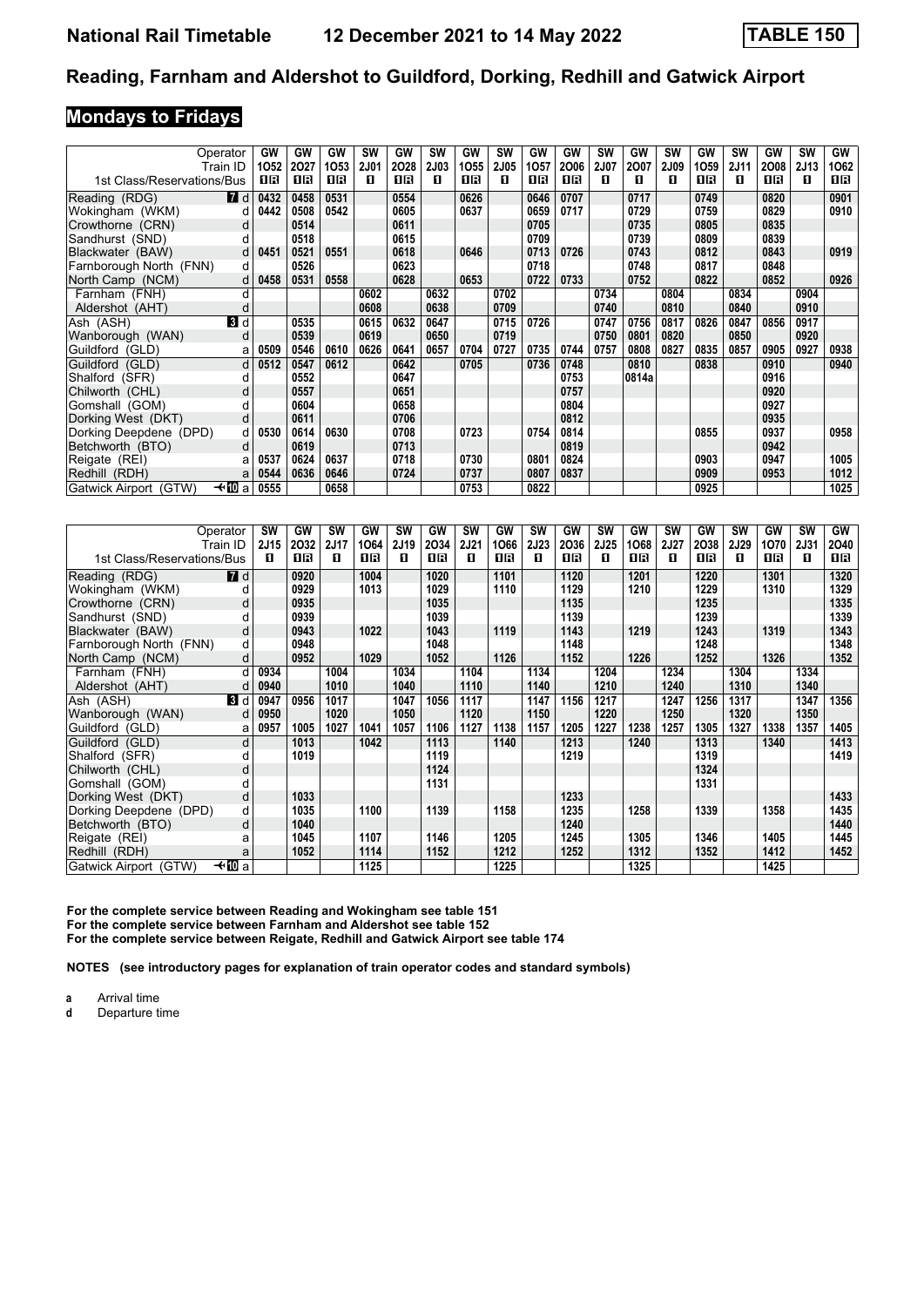# Reading, Farnham and Aldershot to Guildford, Dorking, Redhill and Gatwick Airport

## Mondays to Fridays

| Operator | | GW | GW | GW | SW | GW | SW | GW | SW | GW | GW | SW | GW | SW | GW | SW | GW | SW | GW |
|---|---|---|---|---|---|---|---|---|---|---|---|---|---|---|---|---|---|---|---|
| Train ID | | 1O52 | 2O27 | 1O53 | 2J01 | 2O28 | 2J03 | 1O55 | 2J05 | 1O57 | 2O06 | 2J07 | 2O07 | 2J09 | 1O59 | 2J11 | 2O08 | 2J13 | 1O62 |
| 1st Class/Reservations/Bus | | 1R | 1R | 1R | 1 | 1R | 1 | 1R | 1 | 1R | 1R | 1 | 1 | 1 | 1R | 1 | 1R | 1 | 1R |
| Reading (RDG) | 7 d | 0432 | 0458 | 0531 | | 0554 | | 0626 | | 0646 | 0707 | | 0717 | | 0749 | | 0820 | | 0901 |
| Wokingham (WKM) | d | 0442 | 0508 | 0542 | | 0605 | | 0637 | | 0659 | 0717 | | 0729 | | 0759 | | 0829 | | 0910 |
| Crowthorne (CRN) | d | | 0514 | | | 0611 | | | | 0705 | | | 0735 | | 0805 | | 0835 | | |
| Sandhurst (SND) | d | | 0518 | | | 0615 | | | | 0709 | | | 0739 | | 0809 | | 0839 | | |
| Blackwater (BAW) | d | 0451 | 0521 | 0551 | | 0618 | | 0646 | | 0713 | 0726 | | 0743 | | 0812 | | 0843 | | 0919 |
| Farnborough North (FNN) | d | | 0526 | | | 0623 | | | | 0718 | | | 0748 | | 0817 | | 0848 | | |
| North Camp (NCM) | d | 0458 | 0531 | 0558 | | 0628 | | 0653 | | 0722 | 0733 | | 0752 | | 0822 | | 0852 | | 0926 |
| Farnham (FNH) | d | | | | 0602 | | 0632 | | 0702 | | | 0734 | | 0804 | | 0834 | | 0904 | |
| Aldershot (AHT) | d | | | | 0608 | | 0638 | | 0709 | | | 0740 | | 0810 | | 0840 | | 0910 | |
| Ash (ASH) | 3 d | | 0535 | | 0615 | 0632 | 0647 | | 0715 | 0726 | | 0747 | 0756 | 0817 | 0826 | 0847 | 0856 | 0917 | |
| Wanborough (WAN) | d | | 0539 | | 0619 | | 0650 | | 0719 | | | 0750 | 0801 | 0820 | | 0850 | | 0920 | |
| Guildford (GLD) | a | 0509 | 0546 | 0610 | 0626 | 0641 | 0657 | 0704 | 0727 | 0735 | 0744 | 0757 | 0808 | 0827 | 0835 | 0857 | 0905 | 0927 | 0938 |
| Guildford (GLD) | d | 0512 | 0547 | 0612 | | 0642 | | 0705 | | 0736 | 0748 | | 0810 | | 0838 | | 0910 | | 0940 |
| Shalford (SFR) | d | | 0552 | | | 0647 | | | | | 0753 | | 0814a | | | | 0916 | | |
| Chilworth (CHL) | d | | 0557 | | | 0651 | | | | | 0757 | | | | | | 0920 | | |
| Gomshall (GOM) | d | | 0604 | | | 0658 | | | | | 0804 | | | | | | 0927 | | |
| Dorking West (DKT) | d | | 0611 | | | 0706 | | | | | 0812 | | | | | | 0935 | | |
| Dorking Deepdene (DPD) | d | 0530 | 0614 | 0630 | | 0708 | | 0723 | | 0754 | 0814 | | | | 0855 | | 0937 | | 0958 |
| Betchworth (BTO) | d | | 0619 | | | 0713 | | | | | 0819 | | | | | | 0942 | | |
| Reigate (REI) | a | 0537 | 0624 | 0637 | | 0718 | | 0730 | | 0801 | 0824 | | | | 0903 | | 0947 | | 1005 |
| Redhill (RDH) | a | 0544 | 0636 | 0646 | | 0724 | | 0737 | | 0807 | 0837 | | | | 0909 | | 0953 | | 1012 |
| Gatwick Airport (GTW) | ✈10 a | 0555 | | 0658 | | | | 0753 | | 0822 | | | | | 0925 | | | | 1025 |

| Operator | | SW | GW | SW | GW | SW | GW | SW | GW | SW | GW | SW | GW | SW | GW | SW | GW | SW | GW |
|---|---|---|---|---|---|---|---|---|---|---|---|---|---|---|---|---|---|---|---|
| Train ID | | 2J15 | 2O32 | 2J17 | 1O64 | 2J19 | 2O34 | 2J21 | 1O66 | 2J23 | 2O36 | 2J25 | 1O68 | 2J27 | 2O38 | 2J29 | 1O70 | 2J31 | 2O40 |
| 1st Class/Reservations/Bus | | 1 | 1R | 1 | 1R | 1 | 1R | 1 | 1R | 1 | 1R | 1 | 1R | 1 | 1R | 1 | 1R | 1 | 1R |
| Reading (RDG) | 7 d | | 0920 | | 1004 | | 1020 | | 1101 | | 1120 | | 1201 | | 1220 | | 1301 | | 1320 |
| Wokingham (WKM) | d | | 0929 | | 1013 | | 1029 | | 1110 | | 1129 | | 1210 | | 1229 | | 1310 | | 1329 |
| Crowthorne (CRN) | d | | 0935 | | | | 1035 | | | | 1135 | | | | 1235 | | | | 1335 |
| Sandhurst (SND) | d | | 0939 | | | | 1039 | | | | 1139 | | | | 1239 | | | | 1339 |
| Blackwater (BAW) | d | | 0943 | | 1022 | | 1043 | | 1119 | | 1143 | | 1219 | | 1243 | | 1319 | | 1343 |
| Farnborough North (FNN) | d | | 0948 | | | | 1048 | | | | 1148 | | | | 1248 | | | | 1348 |
| North Camp (NCM) | d | | 0952 | | 1029 | | 1052 | | 1126 | | 1152 | | 1226 | | 1252 | | 1326 | | 1352 |
| Farnham (FNH) | d | 0934 | | 1004 | | 1034 | | 1104 | | 1134 | | 1204 | | 1234 | | 1304 | | 1334 | |
| Aldershot (AHT) | d | 0940 | | 1010 | | 1040 | | 1110 | | 1140 | | 1210 | | 1240 | | 1310 | | 1340 | |
| Ash (ASH) | 3 d | 0947 | 0956 | 1017 | | 1047 | 1056 | 1117 | | 1147 | 1156 | 1217 | | 1247 | 1256 | 1317 | | 1347 | 1356 |
| Wanborough (WAN) | d | 0950 | | 1020 | | 1050 | | 1120 | | 1150 | | 1220 | | 1250 | | 1320 | | 1350 | |
| Guildford (GLD) | a | 0957 | 1005 | 1027 | 1041 | 1057 | 1106 | 1127 | 1138 | 1157 | 1205 | 1227 | 1238 | 1257 | 1305 | 1327 | 1338 | 1357 | 1405 |
| Guildford (GLD) | d | | 1013 | | 1042 | | 1113 | | 1140 | | 1213 | | 1240 | | 1313 | | 1340 | | 1413 |
| Shalford (SFR) | d | | 1019 | | | | 1119 | | | | 1219 | | | | 1319 | | | | 1419 |
| Chilworth (CHL) | d | | | | | | 1124 | | | | | | | | 1324 | | | | |
| Gomshall (GOM) | d | | | | | | 1131 | | | | | | | | 1331 | | | | |
| Dorking West (DKT) | d | | 1033 | | | | | | | | 1233 | | | | | | | | 1433 |
| Dorking Deepdene (DPD) | d | | 1035 | | 1100 | | 1139 | | 1158 | | 1235 | | 1258 | | 1339 | | 1358 | | 1435 |
| Betchworth (BTO) | d | | 1040 | | | | | | | | 1240 | | | | | | | | 1440 |
| Reigate (REI) | a | | 1045 | | 1107 | | 1146 | | 1205 | | 1245 | | 1305 | | 1346 | | 1405 | | 1445 |
| Redhill (RDH) | a | | 1052 | | 1114 | | 1152 | | 1212 | | 1252 | | 1312 | | 1352 | | 1412 | | 1452 |
| Gatwick Airport (GTW) | ✈10 a | | | | 1125 | | | | 1225 | | | | 1325 | | | | 1425 | | |

**For the complete service between Reading and Wokingham see table 151**
**For the complete service between Farnham and Aldershot see table 152**
**For the complete service between Reigate, Redhill and Gatwick Airport see table 174**

**NOTES (see introductory pages for explanation of train operator codes and standard symbols)**

**a** Arrival time
**d** Departure time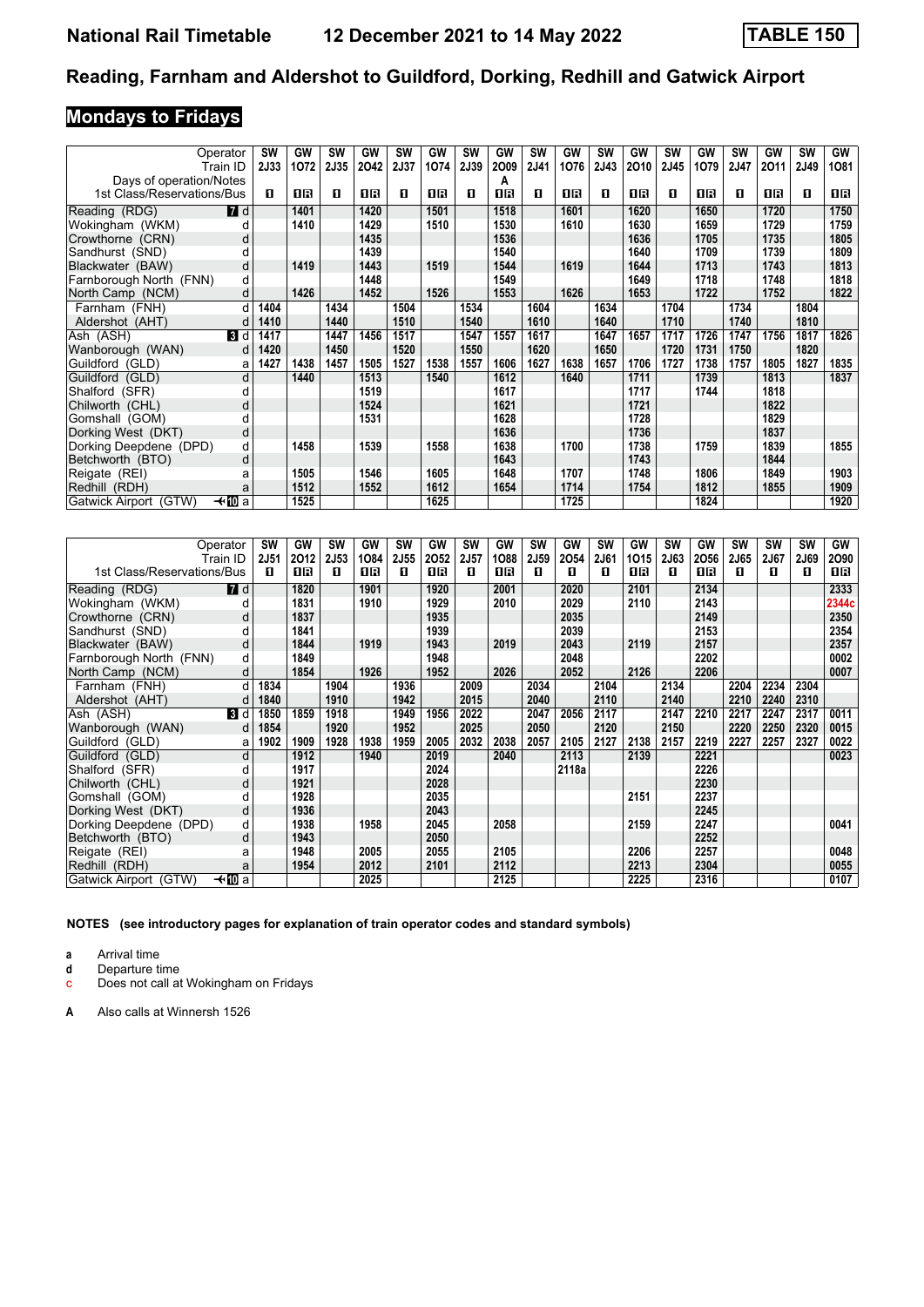# National Rail Timetable 12 December 2021 to 14 May 2022 TABLE 150

## Reading, Farnham and Aldershot to Guildford, Dorking, Redhill and Gatwick Airport

### Mondays to Fridays

| Operator | | SW | GW | SW | GW | SW | GW | SW | GW | SW | GW | SW | GW | SW | GW | SW | GW | SW | GW |
|---|---|---|---|---|---|---|---|---|---|---|---|---|---|---|---|---|---|---|---|
| Train ID | | 2J33 | 1O72 | 2J35 | 2O42 | 2J37 | 1O74 | 2J39 | 2O09 | 2J41 | 1O76 | 2J43 | 2O10 | 2J45 | 1O79 | 2J47 | 2O11 | 2J49 | 1O81 |
| Days of operation/Notes | | | | | | | | | A | | | | | | | | | | |
| 1st Class/Reservations/Bus | | ■ | ■R | ■ | ■R | ■ | ■R | ■ | ■R | ■ | ■R | ■ | ■R | ■ | ■R | ■ | ■R | ■ | ■R |
| Reading (RDG) | 7 d | | 1401 | | 1420 | | 1501 | | 1518 | | 1601 | | 1620 | | 1650 | | 1720 | | 1750 |
| Wokingham (WKM) | d | | 1410 | | 1429 | | 1510 | | 1530 | | 1610 | | 1630 | | 1659 | | 1729 | | 1759 |
| Crowthorne (CRN) | d | | | | 1435 | | | | 1536 | | | | 1636 | | 1705 | | 1735 | | 1805 |
| Sandhurst (SND) | d | | | | 1439 | | | | 1540 | | | | 1640 | | 1709 | | 1739 | | 1809 |
| Blackwater (BAW) | d | | 1419 | | 1443 | | 1519 | | 1544 | | 1619 | | 1644 | | 1713 | | 1743 | | 1813 |
| Farnborough North (FNN) | d | | | | 1448 | | | | 1549 | | | | 1649 | | 1718 | | 1748 | | 1818 |
| North Camp (NCM) | d | | 1426 | | 1452 | | 1526 | | 1553 | | 1626 | | 1653 | | 1722 | | 1752 | | 1822 |
| Farnham (FNH) | d | 1404 | | 1434 | | 1504 | | 1534 | | 1604 | | 1634 | | 1704 | | 1734 | | 1804 | |
| Aldershot (AHT) | d | 1410 | | 1440 | | 1510 | | 1540 | | 1610 | | 1640 | | 1710 | | 1740 | | 1810 | |
| Ash (ASH) | 3 d | 1417 | | 1447 | 1456 | 1517 | | 1547 | 1557 | 1617 | | 1647 | 1657 | 1717 | 1726 | 1747 | 1756 | 1817 | 1826 |
| Wanborough (WAN) | d | 1420 | | 1450 | | 1520 | | 1550 | | 1620 | | 1650 | | 1720 | 1731 | 1750 | | 1820 | |
| Guildford (GLD) | a | 1427 | 1438 | 1457 | 1505 | 1527 | 1538 | 1557 | 1606 | 1627 | 1638 | 1657 | 1706 | 1727 | 1738 | 1757 | 1805 | 1827 | 1835 |
| Guildford (GLD) | d | | 1440 | | 1513 | | 1540 | | 1612 | | 1640 | | 1711 | | 1739 | | 1813 | | 1837 |
| Shalford (SFR) | d | | | | 1519 | | | | 1617 | | | | 1717 | | 1744 | | 1818 | | |
| Chilworth (CHL) | d | | | | 1524 | | | | 1621 | | | | 1721 | | | | 1822 | | |
| Gomshall (GOM) | d | | | | 1531 | | | | 1628 | | | | 1728 | | | | 1829 | | |
| Dorking West (DKT) | d | | | | | | | | 1636 | | | | 1736 | | | | 1837 | | |
| Dorking Deepdene (DPD) | d | | 1458 | | 1539 | | 1558 | | 1638 | | 1700 | | 1738 | | 1759 | | 1839 | | 1855 |
| Betchworth (BTO) | d | | | | | | | | 1643 | | | | 1743 | | | | 1844 | | |
| Reigate (REI) | a | | 1505 | | 1546 | | 1605 | | 1648 | | 1707 | | 1748 | | 1806 | | 1849 | | 1903 |
| Redhill (RDH) | a | | 1512 | | 1552 | | 1612 | | 1654 | | 1714 | | 1754 | | 1812 | | 1855 | | 1909 |
| Gatwick Airport (GTW) | ✈10 a | | 1525 | | | | 1625 | | | | 1725 | | | | 1824 | | | | 1920 |

| Operator | | SW | GW | SW | GW | SW | GW | SW | GW | SW | GW | SW | GW | SW | GW | SW | SW | SW | GW |
|---|---|---|---|---|---|---|---|---|---|---|---|---|---|---|---|---|---|---|---|
| Train ID | | 2J51 | 2O12 | 2J53 | 1O84 | 2J55 | 2O52 | 2J57 | 1O88 | 2J59 | 2O54 | 2J61 | 1O15 | 2J63 | 2O56 | 2J65 | 2J67 | 2J69 | 2O90 |
| 1st Class/Reservations/Bus | | ■ | ■R | ■ | ■R | ■ | ■R | ■ | ■R | ■ | ■ | ■ | ■R | ■ | ■R | ■ | ■ | ■ | ■R |
| Reading (RDG) | 7 d | | 1820 | | 1901 | | 1920 | | 2001 | | 2020 | | 2101 | | 2134 | | | | 2333 |
| Wokingham (WKM) | d | | 1831 | | 1910 | | 1929 | | 2010 | | 2029 | | 2110 | | 2143 | | | | 2344c |
| Crowthorne (CRN) | d | | 1837 | | | | 1935 | | | | 2035 | | | | 2149 | | | | 2350 |
| Sandhurst (SND) | d | | 1841 | | | | 1939 | | | | 2039 | | | | 2153 | | | | 2354 |
| Blackwater (BAW) | d | | 1844 | | 1919 | | 1943 | | 2019 | | 2043 | | 2119 | | 2157 | | | | 2357 |
| Farnborough North (FNN) | d | | 1849 | | | | 1948 | | | | 2048 | | | | 2202 | | | | 0002 |
| North Camp (NCM) | d | | 1854 | | 1926 | | 1952 | | 2026 | | 2052 | | 2126 | | 2206 | | | | 0007 |
| Farnham (FNH) | d | 1834 | | 1904 | | 1936 | | 2009 | | 2034 | | 2104 | | 2134 | | 2204 | 2234 | 2304 | |
| Aldershot (AHT) | d | 1840 | | 1910 | | 1942 | | 2015 | | 2040 | | 2110 | | 2140 | | 2210 | 2240 | 2310 | |
| Ash (ASH) | 3 d | 1850 | 1859 | 1918 | | 1949 | 1956 | 2022 | | 2047 | 2056 | 2117 | | 2147 | 2210 | 2217 | 2247 | 2317 | 0011 |
| Wanborough (WAN) | d | 1854 | | 1920 | | 1952 | | 2025 | | 2050 | | 2120 | | 2150 | | 2220 | 2250 | 2320 | 0015 |
| Guildford (GLD) | a | 1902 | 1909 | 1928 | 1938 | 1959 | 2005 | 2032 | 2038 | 2057 | 2105 | 2127 | 2138 | 2157 | 2219 | 2227 | 2257 | 2327 | 0022 |
| Guildford (GLD) | d | | 1912 | | 1940 | | 2019 | | 2040 | | 2113 | | 2139 | | 2221 | | | | 0023 |
| Shalford (SFR) | d | | 1917 | | | | 2024 | | | | 2118a | | | | 2226 | | | | |
| Chilworth (CHL) | d | | 1921 | | | | 2028 | | | | | | | | 2230 | | | | |
| Gomshall (GOM) | d | | 1928 | | | | 2035 | | | | | | 2151 | | 2237 | | | | |
| Dorking West (DKT) | d | | 1936 | | | | 2043 | | | | | | | | 2245 | | | | |
| Dorking Deepdene (DPD) | d | | 1938 | | 1958 | | 2045 | | 2058 | | | | 2159 | | 2247 | | | | 0041 |
| Betchworth (BTO) | d | | 1943 | | | | 2050 | | | | | | | | 2252 | | | | |
| Reigate (REI) | a | | 1948 | | 2005 | | 2055 | | 2105 | | | | 2206 | | 2257 | | | | 0048 |
| Redhill (RDH) | a | | 1954 | | 2012 | | 2101 | | 2112 | | | | 2213 | | 2304 | | | | 0055 |
| Gatwick Airport (GTW) | ✈10 a | | | | 2025 | | | | 2125 | | | | 2225 | | 2316 | | | | 0107 |

**NOTES (see introductory pages for explanation of train operator codes and standard symbols)**

- **a** Arrival time
- **d** Departure time
- **c** Does not call at Wokingham on Fridays

- **A** Also calls at Winnersh 1526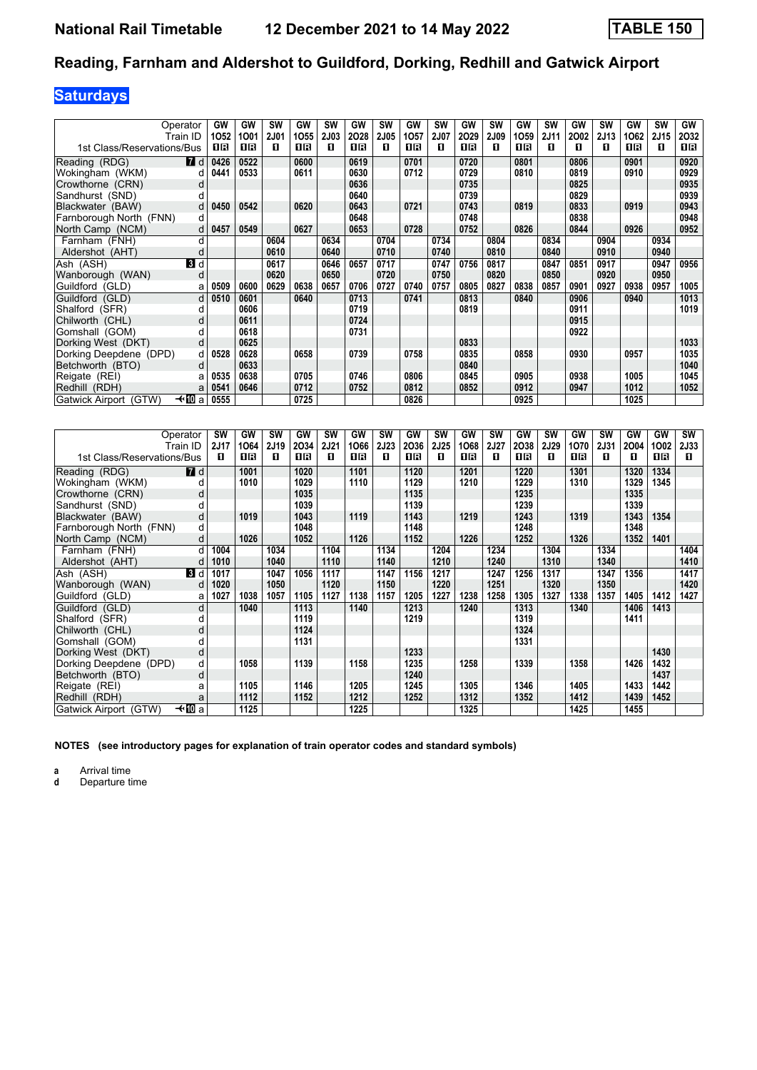# National Rail Timetable — 12 December 2021 to 14 May 2022 — TABLE 150

## Reading, Farnham and Aldershot to Guildford, Dorking, Redhill and Gatwick Airport

### Saturdays

| Operator | | GW | GW | SW | GW | SW | GW | SW | GW | SW | GW | SW | GW | SW | GW | SW | GW | SW | GW |
|---|---|---|---|---|---|---|---|---|---|---|---|---|---|---|---|---|---|---|---|
| Train ID | | 1O52 | 1O01 | 2J01 | 1O55 | 2J03 | 2O28 | 2J05 | 1O57 | 2J07 | 2O29 | 2J09 | 1O59 | 2J11 | 2O02 | 2J13 | 1O62 | 2J15 | 2O32 |
| 1st Class/Reservations/Bus | | 1R | 1R | 1 | 1R | 1 | 1R | 1 | 1R | 1 | 1R | 1 | 1R | 1 | 1 | 1 | 1R | 1 | 1R |
| Reading (RDG) 7 | d | 0426 | 0522 | | 0600 | | 0619 | | 0701 | | 0720 | | 0801 | | 0806 | | 0901 | | 0920 |
| Wokingham (WKM) | d | 0441 | 0533 | | 0611 | | 0630 | | 0712 | | 0729 | | 0810 | | 0819 | | 0910 | | 0929 |
| Crowthorne (CRN) | d | | | | | | 0636 | | | | 0735 | | | | 0825 | | | | 0935 |
| Sandhurst (SND) | d | | | | | | 0640 | | | | 0739 | | | | 0829 | | | | 0939 |
| Blackwater (BAW) | d | 0450 | 0542 | | 0620 | | 0643 | | 0721 | | 0743 | | 0819 | | 0833 | | 0919 | | 0943 |
| Farnborough North (FNN) | d | | | | | | 0648 | | | | 0748 | | | | 0838 | | | | 0948 |
| North Camp (NCM) | d | 0457 | 0549 | | 0627 | | 0653 | | 0728 | | 0752 | | 0826 | | 0844 | | 0926 | | 0952 |
| Farnham (FNH) | d | | | 0604 | | 0634 | | 0704 | | 0734 | | 0804 | | 0834 | | 0904 | | 0934 | |
| Aldershot (AHT) | d | | | 0610 | | 0640 | | 0710 | | 0740 | | 0810 | | 0840 | | 0910 | | 0940 | |
| Ash (ASH) 3 | d | | | 0617 | | 0646 | 0657 | 0717 | | 0747 | 0756 | 0817 | | 0847 | 0851 | 0917 | | 0947 | 0956 |
| Wanborough (WAN) | d | | | 0620 | | 0650 | | 0720 | | 0750 | | 0820 | | 0850 | | 0920 | | 0950 | |
| Guildford (GLD) | a | 0509 | 0600 | 0629 | 0638 | 0657 | 0706 | 0727 | 0740 | 0757 | 0805 | 0827 | 0838 | 0857 | 0901 | 0927 | 0938 | 0957 | 1005 |
| Guildford (GLD) | d | 0510 | 0601 | | 0640 | | 0713 | | 0741 | | 0813 | | 0840 | | 0906 | | 0940 | | 1013 |
| Shalford (SFR) | d | | 0606 | | | | 0719 | | | | 0819 | | | | 0911 | | | | 1019 |
| Chilworth (CHL) | d | | 0611 | | | | 0724 | | | | | | | | 0915 | | | | |
| Gomshall (GOM) | d | | 0618 | | | | 0731 | | | | | | | | 0922 | | | | |
| Dorking West (DKT) | d | | 0625 | | | | | | | | 0833 | | | | | | | | 1033 |
| Dorking Deepdene (DPD) | d | 0528 | 0628 | | 0658 | | 0739 | | 0758 | | 0835 | | 0858 | | 0930 | | 0957 | | 1035 |
| Betchworth (BTO) | d | | 0633 | | | | | | | | 0840 | | | | | | | | 1040 |
| Reigate (REI) | a | 0535 | 0638 | | 0705 | | 0746 | | 0806 | | 0845 | | 0905 | | 0938 | | 1005 | | 1045 |
| Redhill (RDH) | a | 0541 | 0646 | | 0712 | | 0752 | | 0812 | | 0852 | | 0912 | | 0947 | | 1012 | | 1052 |
| Gatwick Airport (GTW) ✈10 | a | 0555 | | | 0725 | | | | 0826 | | | | 0925 | | | | 1025 | | |

| Operator | | SW | GW | SW | GW | SW | GW | SW | GW | SW | GW | SW | GW | SW | GW | SW | GW | GW | SW |
|---|---|---|---|---|---|---|---|---|---|---|---|---|---|---|---|---|---|---|---|
| Train ID | | 2J17 | 1O64 | 2J19 | 2O34 | 2J21 | 1O66 | 2J23 | 2O36 | 2J25 | 1O68 | 2J27 | 2O38 | 2J29 | 1O70 | 2J31 | 2O04 | 1O02 | 2J33 |
| 1st Class/Reservations/Bus | | 1 | 1R | 1 | 1R | 1 | 1R | 1 | 1R | 1 | 1R | 1 | 1R | 1 | 1R | 1 | 1 | 1R | 1 |
| Reading (RDG) 7 | d | | 1001 | | 1020 | | 1101 | | 1120 | | 1201 | | 1220 | | 1301 | | 1320 | 1334 | |
| Wokingham (WKM) | d | | 1010 | | 1029 | | 1110 | | 1129 | | 1210 | | 1229 | | 1310 | | 1329 | 1345 | |
| Crowthorne (CRN) | d | | | | 1035 | | | | 1135 | | | | 1235 | | | | 1335 | | |
| Sandhurst (SND) | d | | | | 1039 | | | | 1139 | | | | 1239 | | | | 1339 | | |
| Blackwater (BAW) | d | | 1019 | | 1043 | | 1119 | | 1143 | | 1219 | | 1243 | | 1319 | | 1343 | 1354 | |
| Farnborough North (FNN) | d | | | | 1048 | | | | 1148 | | | | 1248 | | | | 1348 | | |
| North Camp (NCM) | d | | 1026 | | 1052 | | 1126 | | 1152 | | 1226 | | 1252 | | 1326 | | 1352 | 1401 | |
| Farnham (FNH) | d | 1004 | | 1034 | | 1104 | | 1134 | | 1204 | | 1234 | | 1304 | | 1334 | | | 1404 |
| Aldershot (AHT) | d | 1010 | | 1040 | | 1110 | | 1140 | | 1210 | | 1240 | | 1310 | | 1340 | | | 1410 |
| Ash (ASH) 3 | d | 1017 | | 1047 | 1056 | 1117 | | 1147 | 1156 | 1217 | | 1247 | 1256 | 1317 | | 1347 | 1356 | | 1417 |
| Wanborough (WAN) | d | 1020 | | 1050 | | 1120 | | 1150 | | 1220 | | 1251 | | 1320 | | 1350 | | | 1420 |
| Guildford (GLD) | a | 1027 | 1038 | 1057 | 1105 | 1127 | 1138 | 1157 | 1205 | 1227 | 1238 | 1258 | 1305 | 1327 | 1338 | 1357 | 1405 | 1412 | 1427 |
| Guildford (GLD) | d | | 1040 | | 1113 | | 1140 | | 1213 | | 1240 | | 1313 | | 1340 | | 1406 | 1413 | |
| Shalford (SFR) | d | | | | 1119 | | | | 1219 | | | | 1319 | | | | 1411 | | |
| Chilworth (CHL) | d | | | | 1124 | | | | | | | | 1324 | | | | | | |
| Gomshall (GOM) | d | | | | 1131 | | | | | | | | 1331 | | | | | | |
| Dorking West (DKT) | d | | | | | | | | 1233 | | | | | | | | | 1430 | |
| Dorking Deepdene (DPD) | d | | 1058 | | 1139 | | 1158 | | 1235 | | 1258 | | 1339 | | 1358 | | 1426 | 1432 | |
| Betchworth (BTO) | d | | | | | | | | 1240 | | | | | | | | | 1437 | |
| Reigate (REI) | a | | 1105 | | 1146 | | 1205 | | 1245 | | 1305 | | 1346 | | 1405 | | 1433 | 1442 | |
| Redhill (RDH) | a | | 1112 | | 1152 | | 1212 | | 1252 | | 1312 | | 1352 | | 1412 | | 1439 | 1452 | |
| Gatwick Airport (GTW) ✈10 | a | | 1125 | | | | 1225 | | | | 1325 | | | | 1425 | | 1455 | | |

**NOTES (see introductory pages for explanation of train operator codes and standard symbols)**

**a** Arrival time
**d** Departure time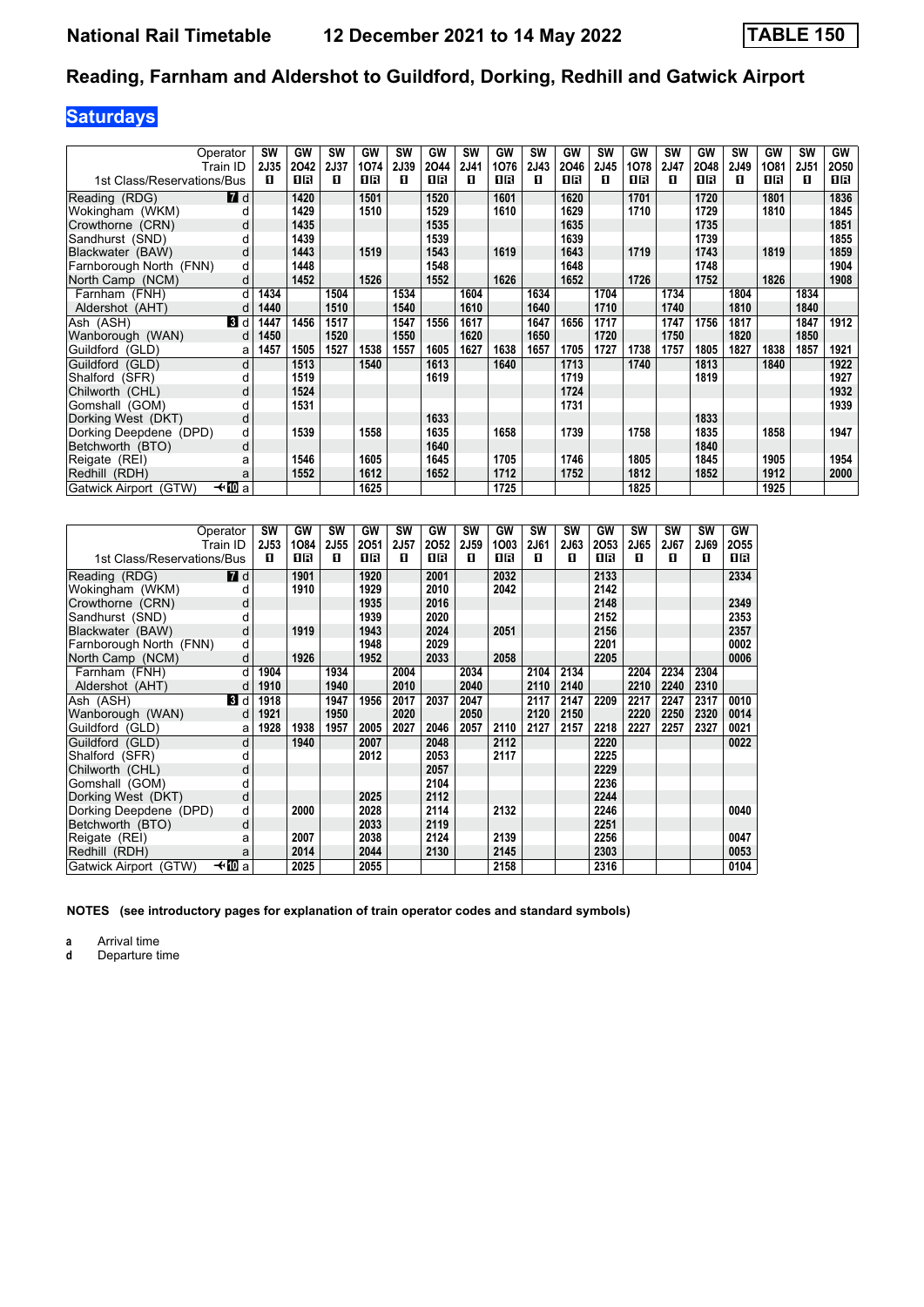# Reading, Farnham and Aldershot to Guildford, Dorking, Redhill and Gatwick Airport

National Rail Timetable — 12 December 2021 to 14 May 2022 — TABLE 150

## Saturdays

| Operator | | SW | GW | SW | GW | SW | GW | SW | GW | SW | GW | SW | GW | SW | GW | SW | GW | SW | GW |
|---|---|---|---|---|---|---|---|---|---|---|---|---|---|---|---|---|---|---|---|
| Train ID | | 2J35 | 2O42 | 2J37 | 1O74 | 2J39 | 2O44 | 2J41 | 1O76 | 2J43 | 2O46 | 2J45 | 1O78 | 2J47 | 2O48 | 2J49 | 1O81 | 2J51 | 2O50 |
| 1st Class/Reservations/Bus | | 1 | 1R | 1 | 1R | 1 | 1R | 1 | 1R | 1 | 1R | 1 | 1R | 1 | 1R | 1 | 1R | 1 | 1R |
| Reading (RDG) | 7 d | | 1420 | | 1501 | | 1520 | | 1601 | | 1620 | | 1701 | | 1720 | | 1801 | | 1836 |
| Wokingham (WKM) | d | | 1429 | | 1510 | | 1529 | | 1610 | | 1629 | | 1710 | | 1729 | | 1810 | | 1845 |
| Crowthorne (CRN) | d | | 1435 | | | | 1535 | | | | 1635 | | | | 1735 | | | | 1851 |
| Sandhurst (SND) | d | | 1439 | | | | 1539 | | | | 1639 | | | | 1739 | | | | 1855 |
| Blackwater (BAW) | d | | 1443 | | 1519 | | 1543 | | 1619 | | 1643 | | 1719 | | 1743 | | 1819 | | 1859 |
| Farnborough North (FNN) | d | | 1448 | | | | 1548 | | | | 1648 | | | | 1748 | | | | 1904 |
| North Camp (NCM) | d | | 1452 | | 1526 | | 1552 | | 1626 | | 1652 | | 1726 | | 1752 | | 1826 | | 1908 |
| Farnham (FNH) | d | 1434 | | 1504 | | 1534 | | 1604 | | 1634 | | 1704 | | 1734 | | 1804 | | 1834 | |
| Aldershot (AHT) | d | 1440 | | 1510 | | 1540 | | 1610 | | 1640 | | 1710 | | 1740 | | 1810 | | 1840 | |
| Ash (ASH) | 3 d | 1447 | 1456 | 1517 | | 1547 | 1556 | 1617 | | 1647 | 1656 | 1717 | | 1747 | 1756 | 1817 | | 1847 | 1912 |
| Wanborough (WAN) | d | 1450 | | 1520 | | 1550 | | 1620 | | 1650 | | 1720 | | 1750 | | 1820 | | 1850 | |
| Guildford (GLD) | a | 1457 | 1505 | 1527 | 1538 | 1557 | 1605 | 1627 | 1638 | 1657 | 1705 | 1727 | 1738 | 1757 | 1805 | 1827 | 1838 | 1857 | 1921 |
| Guildford (GLD) | d | | 1513 | | 1540 | | 1613 | | 1640 | | 1713 | | 1740 | | 1813 | | 1840 | | 1922 |
| Shalford (SFR) | d | | 1519 | | | | 1619 | | | | 1719 | | | | 1819 | | | | 1927 |
| Chilworth (CHL) | d | | 1524 | | | | | | | | 1724 | | | | | | | | 1932 |
| Gomshall (GOM) | d | | 1531 | | | | | | | | 1731 | | | | | | | | 1939 |
| Dorking West (DKT) | d | | | | | | 1633 | | | | | | | | 1833 | | | | |
| Dorking Deepdene (DPD) | d | | 1539 | | 1558 | | 1635 | | 1658 | | 1739 | | 1758 | | 1835 | | 1858 | | 1947 |
| Betchworth (BTO) | d | | | | | | 1640 | | | | | | | | 1840 | | | | |
| Reigate (REI) | a | | 1546 | | 1605 | | 1645 | | 1705 | | 1746 | | 1805 | | 1845 | | 1905 | | 1954 |
| Redhill (RDH) | a | | 1552 | | 1612 | | 1652 | | 1712 | | 1752 | | 1812 | | 1852 | | 1912 | | 2000 |
| Gatwick Airport (GTW) | ✈10 a | | | | 1625 | | | | 1725 | | | | 1825 | | | | 1925 | | |

| Operator | | SW | GW | SW | GW | SW | GW | SW | GW | SW | SW | GW | SW | SW | SW | GW |
|---|---|---|---|---|---|---|---|---|---|---|---|---|---|---|---|---|
| Train ID | | 2J53 | 1O84 | 2J55 | 2O51 | 2J57 | 2O52 | 2J59 | 1O03 | 2J61 | 2J63 | 2O53 | 2J65 | 2J67 | 2J69 | 2O55 |
| 1st Class/Reservations/Bus | | 1 | 1R | 1 | 1R | 1 | 1R | 1 | 1R | 1 | 1 | 1R | 1 | 1 | 1 | 1R |
| Reading (RDG) | 7 d | | 1901 | | 1920 | | 2001 | | 2032 | | | 2133 | | | | 2334 |
| Wokingham (WKM) | d | | 1910 | | 1929 | | 2010 | | 2042 | | | 2142 | | | | |
| Crowthorne (CRN) | d | | | | 1935 | | 2016 | | | | | 2148 | | | | 2349 |
| Sandhurst (SND) | d | | | | 1939 | | 2020 | | | | | 2152 | | | | 2353 |
| Blackwater (BAW) | d | | 1919 | | 1943 | | 2024 | | 2051 | | | 2156 | | | | 2357 |
| Farnborough North (FNN) | d | | | | 1948 | | 2029 | | | | | 2201 | | | | 0002 |
| North Camp (NCM) | d | | 1926 | | 1952 | | 2033 | | 2058 | | | 2205 | | | | 0006 |
| Farnham (FNH) | d | 1904 | | 1934 | | 2004 | | 2034 | | 2104 | 2134 | | 2204 | 2234 | 2304 | |
| Aldershot (AHT) | d | 1910 | | 1940 | | 2010 | | 2040 | | 2110 | 2140 | | 2210 | 2240 | 2310 | |
| Ash (ASH) | 3 d | 1918 | | 1947 | 1956 | 2017 | 2037 | 2047 | | 2117 | 2147 | 2209 | 2217 | 2247 | 2317 | 0010 |
| Wanborough (WAN) | d | 1921 | | 1950 | | 2020 | | 2050 | | 2120 | 2150 | | 2220 | 2250 | 2320 | 0014 |
| Guildford (GLD) | a | 1928 | 1938 | 1957 | 2005 | 2027 | 2046 | 2057 | 2110 | 2127 | 2157 | 2218 | 2227 | 2257 | 2327 | 0021 |
| Guildford (GLD) | d | | 1940 | | 2007 | | 2048 | | 2112 | | | 2220 | | | | 0022 |
| Shalford (SFR) | d | | | | 2012 | | 2053 | | 2117 | | | 2225 | | | | |
| Chilworth (CHL) | d | | | | | | 2057 | | | | | 2229 | | | | |
| Gomshall (GOM) | d | | | | | | 2104 | | | | | 2236 | | | | |
| Dorking West (DKT) | d | | | | 2025 | | 2112 | | | | | 2244 | | | | |
| Dorking Deepdene (DPD) | d | | 2000 | | 2028 | | 2114 | | 2132 | | | 2246 | | | | 0040 |
| Betchworth (BTO) | d | | | | 2033 | | 2119 | | | | | 2251 | | | | |
| Reigate (REI) | a | | 2007 | | 2038 | | 2124 | | 2139 | | | 2256 | | | | 0047 |
| Redhill (RDH) | a | | 2014 | | 2044 | | 2130 | | 2145 | | | 2303 | | | | 0053 |
| Gatwick Airport (GTW) | ✈10 a | | 2025 | | 2055 | | | | 2158 | | | 2316 | | | | 0104 |

**NOTES (see introductory pages for explanation of train operator codes and standard symbols)**

**a** Arrival time
**d** Departure time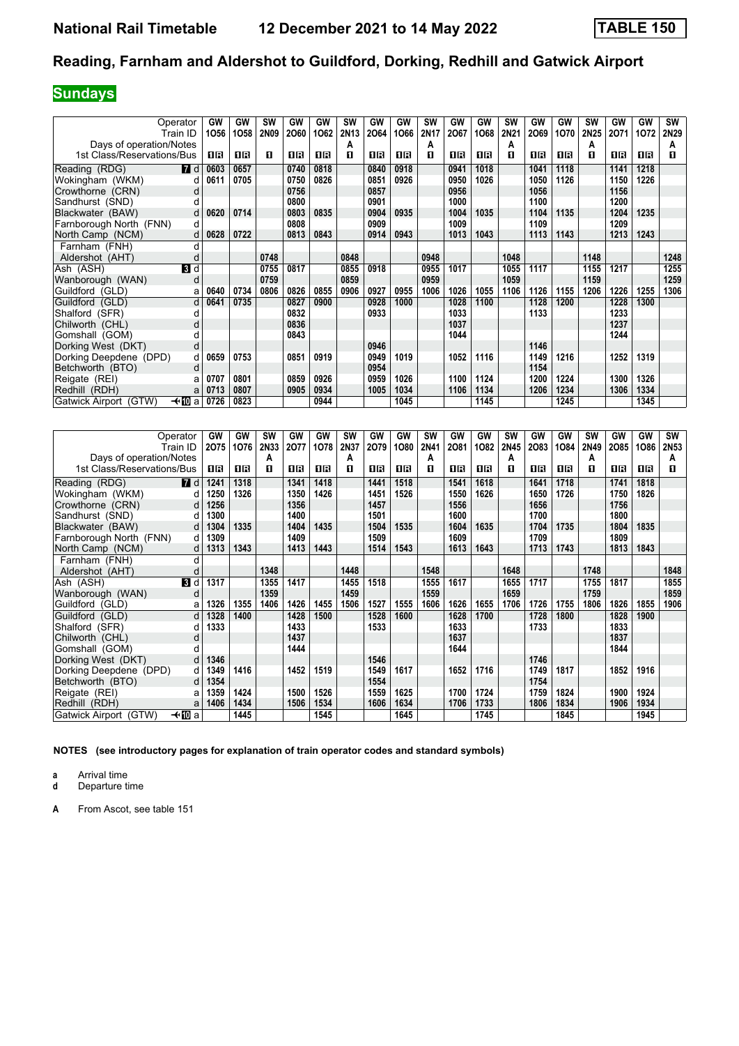# National Rail Timetable    12 December 2021 to 14 May 2022    TABLE 150

## Reading, Farnham and Aldershot to Guildford, Dorking, Redhill and Gatwick Airport

**Sundays**

| Operator | | GW | GW | SW | GW | GW | SW | GW | GW | SW | GW | GW | SW | GW | GW | SW | GW | GW | SW |
|---|---|---|---|---|---|---|---|---|---|---|---|---|---|---|---|---|---|---|---|
| Train ID | | 1O56 | 1O58 | 2N09 | 2O60 | 1O62 | 2N13 | 2O64 | 1O66 | 2N17 | 2O67 | 1O68 | 2N21 | 2O69 | 1O70 | 2N25 | 2O71 | 1O72 | 2N29 |
| Days of operation/Notes | | | | | | | A | | | A | | | A | | | A | | | A |
| 1st Class/Reservations/Bus | | ■R | ■R | ■ | ■R | ■R | ■ | ■R | ■R | ■ | ■R | ■R | ■ | ■R | ■R | ■ | ■R | ■R | ■ |
| Reading (RDG) | 7 d | 0603 | 0657 | | 0740 | 0818 | | 0840 | 0918 | | 0941 | 1018 | | 1041 | 1118 | | 1141 | 1218 | |
| Wokingham (WKM) | d | 0611 | 0705 | | 0750 | 0826 | | 0851 | 0926 | | 0950 | 1026 | | 1050 | 1126 | | 1150 | 1226 | |
| Crowthorne (CRN) | d | | | | 0756 | | | 0857 | | | 0956 | | | 1056 | | | 1156 | | |
| Sandhurst (SND) | d | | | | 0800 | | | 0901 | | | 1000 | | | 1100 | | | 1200 | | |
| Blackwater (BAW) | d | 0620 | 0714 | | 0803 | 0835 | | 0904 | 0935 | | 1004 | 1035 | | 1104 | 1135 | | 1204 | 1235 | |
| Farnborough North (FNN) | d | | | | 0808 | | | 0909 | | | 1009 | | | 1109 | | | 1209 | | |
| North Camp (NCM) | d | 0628 | 0722 | | 0813 | 0843 | | 0914 | 0943 | | 1013 | 1043 | | 1113 | 1143 | | 1213 | 1243 | |
| Farnham (FNH) | d | | | | | | | | | | | | | | | | | | |
| Aldershot (AHT) | d | | | 0748 | | | 0848 | | | 0948 | | | 1048 | | | 1148 | | | 1248 |
| Ash (ASH) | 3 d | | | 0755 | 0817 | | 0855 | 0918 | | 0955 | 1017 | | 1055 | 1117 | | 1155 | 1217 | | 1255 |
| Wanborough (WAN) | d | | | 0759 | | | 0859 | | | 0959 | | | 1059 | | | 1159 | | | 1259 |
| Guildford (GLD) | a | 0640 | 0734 | 0806 | 0826 | 0855 | 0906 | 0927 | 0955 | 1006 | 1026 | 1055 | 1106 | 1126 | 1155 | 1206 | 1226 | 1255 | 1306 |
| Guildford (GLD) | d | 0641 | 0735 | | 0827 | 0900 | | 0928 | 1000 | | 1028 | 1100 | | 1128 | 1200 | | 1228 | 1300 | |
| Shalford (SFR) | d | | | | 0832 | | | 0933 | | | 1033 | | | 1133 | | | 1233 | | |
| Chilworth (CHL) | d | | | | 0836 | | | | | | 1037 | | | | | | 1237 | | |
| Gomshall (GOM) | d | | | | 0843 | | | | | | 1044 | | | | | | 1244 | | |
| Dorking West (DKT) | d | | | | | | | 0946 | | | | | | 1146 | | | | | |
| Dorking Deepdene (DPD) | d | 0659 | 0753 | | 0851 | 0919 | | 0949 | 1019 | | 1052 | 1116 | | 1149 | 1216 | | 1252 | 1319 | |
| Betchworth (BTO) | d | | | | | | | 0954 | | | | | | 1154 | | | | | |
| Reigate (REI) | a | 0707 | 0801 | | 0859 | 0926 | | 0959 | 1026 | | 1100 | 1124 | | 1200 | 1224 | | 1300 | 1326 | |
| Redhill (RDH) | a | 0713 | 0807 | | 0905 | 0934 | | 1005 | 1034 | | 1106 | 1134 | | 1206 | 1234 | | 1306 | 1334 | |
| Gatwick Airport (GTW) | ✈10 a | 0726 | 0823 | | | 0944 | | | 1045 | | | 1145 | | | 1245 | | | 1345 | |

| Operator | | GW | GW | SW | GW | GW | SW | GW | GW | SW | GW | GW | SW | GW | GW | SW | GW | GW | SW |
|---|---|---|---|---|---|---|---|---|---|---|---|---|---|---|---|---|---|---|---|
| Train ID | | 2O75 | 1O76 | 2N33 | 2O77 | 1O78 | 2N37 | 2O79 | 1O80 | 2N41 | 2O81 | 1O82 | 2N45 | 2O83 | 1O84 | 2N49 | 2O85 | 1O86 | 2N53 |
| Days of operation/Notes | | | | A | | | A | | | A | | | A | | | A | | | A |
| 1st Class/Reservations/Bus | | ■R | ■R | ■ | ■R | ■R | ■ | ■R | ■R | ■ | ■R | ■R | ■ | ■R | ■R | ■ | ■R | ■R | ■ |
| Reading (RDG) | 7 d | 1241 | 1318 | | 1341 | 1418 | | 1441 | 1518 | | 1541 | 1618 | | 1641 | 1718 | | 1741 | 1818 | |
| Wokingham (WKM) | d | 1250 | 1326 | | 1350 | 1426 | | 1451 | 1526 | | 1550 | 1626 | | 1650 | 1726 | | 1750 | 1826 | |
| Crowthorne (CRN) | d | 1256 | | | 1356 | | | 1457 | | | 1556 | | | 1656 | | | 1756 | | |
| Sandhurst (SND) | d | 1300 | | | 1400 | | | 1501 | | | 1600 | | | 1700 | | | 1800 | | |
| Blackwater (BAW) | d | 1304 | 1335 | | 1404 | 1435 | | 1504 | 1535 | | 1604 | 1635 | | 1704 | 1735 | | 1804 | 1835 | |
| Farnborough North (FNN) | d | 1309 | | | 1409 | | | 1509 | | | 1609 | | | 1709 | | | 1809 | | |
| North Camp (NCM) | d | 1313 | 1343 | | 1413 | 1443 | | 1514 | 1543 | | 1613 | 1643 | | 1713 | 1743 | | 1813 | 1843 | |
| Farnham (FNH) | d | | | | | | | | | | | | | | | | | | |
| Aldershot (AHT) | d | | | 1348 | | | 1448 | | | 1548 | | | 1648 | | | 1748 | | | 1848 |
| Ash (ASH) | 3 d | 1317 | | 1355 | 1417 | | 1455 | 1518 | | 1555 | 1617 | | 1655 | 1717 | | 1755 | 1817 | | 1855 |
| Wanborough (WAN) | d | | | 1359 | | | 1459 | | | 1559 | | | 1659 | | | 1759 | | | 1859 |
| Guildford (GLD) | a | 1326 | 1355 | 1406 | 1426 | 1455 | 1506 | 1527 | 1555 | 1606 | 1626 | 1655 | 1706 | 1726 | 1755 | 1806 | 1826 | 1855 | 1906 |
| Guildford (GLD) | d | 1328 | 1400 | | 1428 | 1500 | | 1528 | 1600 | | 1628 | 1700 | | 1728 | 1800 | | 1828 | 1900 | |
| Shalford (SFR) | d | 1333 | | | 1433 | | | 1533 | | | 1633 | | | 1733 | | | 1833 | | |
| Chilworth (CHL) | d | | | | 1437 | | | | | | 1637 | | | | | | 1837 | | |
| Gomshall (GOM) | d | | | | 1444 | | | | | | 1644 | | | | | | 1844 | | |
| Dorking West (DKT) | d | 1346 | | | | | | 1546 | | | | | | 1746 | | | | | |
| Dorking Deepdene (DPD) | d | 1349 | 1416 | | 1452 | 1519 | | 1549 | 1617 | | 1652 | 1716 | | 1749 | 1817 | | 1852 | 1916 | |
| Betchworth (BTO) | d | 1354 | | | | | | 1554 | | | | | | 1754 | | | | | |
| Reigate (REI) | a | 1359 | 1424 | | 1500 | 1526 | | 1559 | 1625 | | 1700 | 1724 | | 1759 | 1824 | | 1900 | 1924 | |
| Redhill (RDH) | a | 1406 | 1434 | | 1506 | 1534 | | 1606 | 1634 | | 1706 | 1733 | | 1806 | 1834 | | 1906 | 1934 | |
| Gatwick Airport (GTW) | ✈10 a | | 1445 | | | 1545 | | | 1645 | | | 1745 | | | 1845 | | | 1945 | |

**NOTES (see introductory pages for explanation of train operator codes and standard symbols)**

**a** Arrival time
**d** Departure time

**A** From Ascot, see table 151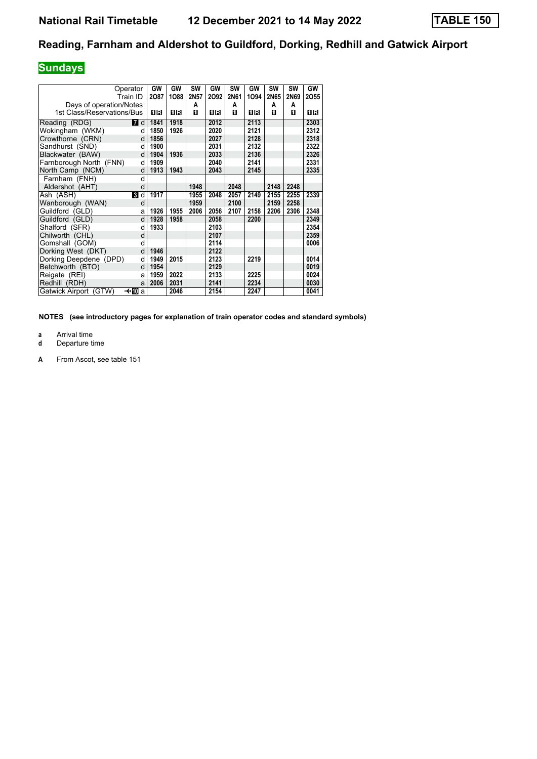# National Rail Timetable 12 December 2021 to 14 May 2022 TABLE 150

## Reading, Farnham and Aldershot to Guildford, Dorking, Redhill and Gatwick Airport

### Sundays

| Operator | | GW | GW | SW | GW | SW | GW | SW | SW | GW |
|---|---|---|---|---|---|---|---|---|---|---|
| Train ID | | 2O87 | 1O88 | 2N57 | 2O92 | 2N61 | 1O94 | 2N65 | 2N69 | 2O55 |
| Days of operation/Notes | | | | A | | A | | A | A | |
| 1st Class/Reservations/Bus | | 1R | 1R | 1 | 1R | 1 | 1R | 1 | 1 | 1R |
| Reading (RDG) | 7 d | 1841 | 1918 | | 2012 | | 2113 | | | 2303 |
| Wokingham (WKM) | d | 1850 | 1926 | | 2020 | | 2121 | | | 2312 |
| Crowthorne (CRN) | d | 1856 | | | 2027 | | 2128 | | | 2318 |
| Sandhurst (SND) | d | 1900 | | | 2031 | | 2132 | | | 2322 |
| Blackwater (BAW) | d | 1904 | 1936 | | 2033 | | 2136 | | | 2326 |
| Farnborough North (FNN) | d | 1909 | | | 2040 | | 2141 | | | 2331 |
| North Camp (NCM) | d | 1913 | 1943 | | 2043 | | 2145 | | | 2335 |
| Farnham (FNH) | d | | | | | | | | | |
| Aldershot (AHT) | d | | | 1948 | | 2048 | | 2148 | 2248 | |
| Ash (ASH) | 3 d | 1917 | | 1955 | 2048 | 2057 | 2149 | 2155 | 2255 | 2339 |
| Wanborough (WAN) | d | | | 1959 | | 2100 | | 2159 | 2258 | |
| Guildford (GLD) | a | 1926 | 1955 | 2006 | 2056 | 2107 | 2158 | 2206 | 2306 | 2348 |
| Guildford (GLD) | d | 1928 | 1958 | | 2058 | | 2200 | | | 2349 |
| Shalford (SFR) | d | 1933 | | | 2103 | | | | | 2354 |
| Chilworth (CHL) | d | | | | 2107 | | | | | 2359 |
| Gomshall (GOM) | d | | | | 2114 | | | | | 0006 |
| Dorking West (DKT) | d | 1946 | | | 2122 | | | | | |
| Dorking Deepdene (DPD) | d | 1949 | 2015 | | 2123 | | 2219 | | | 0014 |
| Betchworth (BTO) | d | 1954 | | | 2129 | | | | | 0019 |
| Reigate (REI) | a | 1959 | 2022 | | 2133 | | 2225 | | | 0024 |
| Redhill (RDH) | a | 2006 | 2031 | | 2141 | | 2234 | | | 0030 |
| Gatwick Airport (GTW) | ✈10 a | | 2046 | | 2154 | | 2247 | | | 0041 |

**NOTES (see introductory pages for explanation of train operator codes and standard symbols)**

**a** Arrival time
**d** Departure time

**A** From Ascot, see table 151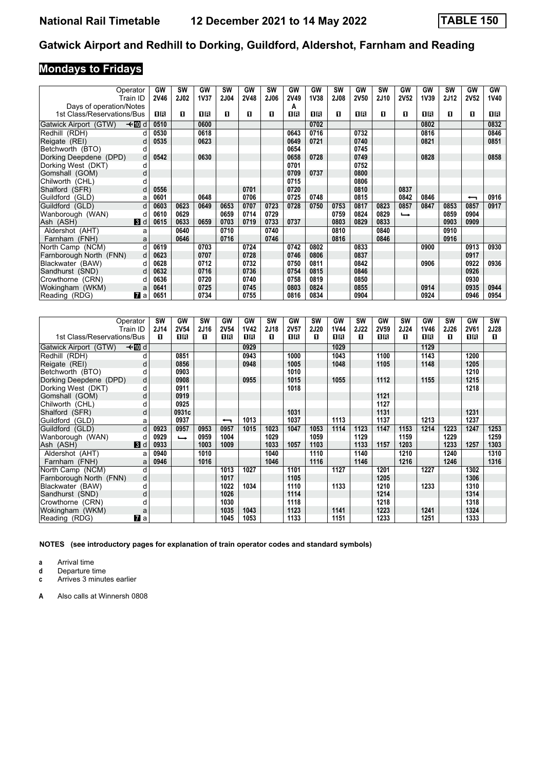# National Rail Timetable 12 December 2021 to 14 May 2022 TABLE 150

## Gatwick Airport and Redhill to Dorking, Guildford, Aldershot, Farnham and Reading

### Mondays to Fridays

| Operator | | GW | SW | GW | SW | GW | SW | GW | GW | SW | GW | SW | GW | GW | SW | GW | GW |
|---|---|---|---|---|---|---|---|---|---|---|---|---|---|---|---|---|---|
| Train ID | | 2V46 | 2J02 | 1V37 | 2J04 | 2V48 | 2J06 | 2V49 | 1V38 | 2J08 | 2V50 | 2J10 | 2V52 | 1V39 | 2J12 | 2V52 | 1V40 |
| Days of operation/Notes | | | | | | | | A | | | | | | | | | |
| 1st Class/Reservations/Bus | | 1R | 1 | 1R | 1 | 1 | 1 | 1R | 1R | 1 | 1R | 1 | 1 | 1R | 1 | 1 | 1R |
| Gatwick Airport (GTW) ✈10 | d | 0510 | | 0600 | | | | | 0702 | | | | | 0802 | | | 0832 |
| Redhill (RDH) | d | 0530 | | 0618 | | | | 0643 | 0716 | | 0732 | | | 0816 | | | 0846 |
| Reigate (REI) | d | 0535 | | 0623 | | | | 0649 | 0721 | | 0740 | | | 0821 | | | 0851 |
| Betchworth (BTO) | d | | | | | | | 0654 | | | 0745 | | | | | | |
| Dorking Deepdene (DPD) | d | 0542 | | 0630 | | | | 0658 | 0728 | | 0749 | | | 0828 | | | 0858 |
| Dorking West (DKT) | d | | | | | | | 0701 | | | 0752 | | | | | | |
| Gomshall (GOM) | d | | | | | | | 0709 | 0737 | | 0800 | | | | | | |
| Chilworth (CHL) | d | | | | | | | 0715 | | | 0806 | | | | | | |
| Shalford (SFR) | d | 0556 | | | | 0701 | | 0720 | | | 0810 | | 0837 | | | | |
| Guildford (GLD) | a | 0601 | | 0648 | | 0706 | | 0725 | 0748 | | 0815 | | 0842 | 0846 | | ⟵ | 0916 |
| Guildford (GLD) | d | 0603 | 0623 | 0649 | 0653 | 0707 | 0723 | 0728 | 0750 | 0753 | 0817 | 0823 | 0857 | 0847 | 0853 | 0857 | 0917 |
| Wanborough (WAN) | d | 0610 | 0629 | | 0659 | 0714 | 0729 | | | 0759 | 0824 | 0829 | ⟶ | | 0859 | 0904 | |
| Ash (ASH) 3 | d | 0615 | 0633 | 0659 | 0703 | 0719 | 0733 | 0737 | | 0803 | 0829 | 0833 | | | 0903 | 0909 | |
| Aldershot (AHT) | a | | 0640 | | 0710 | | 0740 | | | 0810 | | 0840 | | | 0910 | | |
| Farnham (FNH) | a | | 0646 | | 0716 | | 0746 | | | 0816 | | 0846 | | | 0916 | | |
| North Camp (NCM) | d | 0619 | | 0703 | | 0724 | | 0742 | 0802 | | 0833 | | | 0900 | | 0913 | 0930 |
| Farnborough North (FNN) | d | 0623 | | 0707 | | 0728 | | 0746 | 0806 | | 0837 | | | | | 0917 | |
| Blackwater (BAW) | d | 0628 | | 0712 | | 0732 | | 0750 | 0811 | | 0842 | | | 0906 | | 0922 | 0936 |
| Sandhurst (SND) | d | 0632 | | 0716 | | 0736 | | 0754 | 0815 | | 0846 | | | | | 0926 | |
| Crowthorne (CRN) | d | 0636 | | 0720 | | 0740 | | 0758 | 0819 | | 0850 | | | | | 0930 | |
| Wokingham (WKM) | a | 0641 | | 0725 | | 0745 | | 0803 | 0824 | | 0855 | | | 0914 | | 0935 | 0944 |
| Reading (RDG) 7 | a | 0651 | | 0734 | | 0755 | | 0816 | 0834 | | 0904 | | | 0924 | | 0946 | 0954 |

| Operator | | SW | GW | SW | GW | GW | SW | GW | SW | GW | SW | GW | SW | GW | SW | GW | SW |
|---|---|---|---|---|---|---|---|---|---|---|---|---|---|---|---|---|---|
| Train ID | | 2J14 | 2V54 | 2J16 | 2V54 | 1V42 | 2J18 | 2V57 | 2J20 | 1V44 | 2J22 | 2V59 | 2J24 | 1V46 | 2J26 | 2V61 | 2J28 |
| 1st Class/Reservations/Bus | | 1 | 1R | 1 | 1R | 1R | 1 | 1R | 1 | 1R | 1 | 1R | 1 | 1R | 1 | 1R | 1 |
| Gatwick Airport (GTW) ✈10 | d | | | | | 0929 | | | | 1029 | | | | 1129 | | | |
| Redhill (RDH) | d | | 0851 | | | 0943 | | 1000 | | 1043 | | 1100 | | 1143 | | 1200 | |
| Reigate (REI) | d | | 0856 | | | 0948 | | 1005 | | 1048 | | 1105 | | 1148 | | 1205 | |
| Betchworth (BTO) | d | | 0903 | | | | | 1010 | | | | | | | | 1210 | |
| Dorking Deepdene (DPD) | d | | 0908 | | | 0955 | | 1015 | | 1055 | | 1112 | | 1155 | | 1215 | |
| Dorking West (DKT) | d | | 0911 | | | | | 1018 | | | | | | | | 1218 | |
| Gomshall (GOM) | d | | 0919 | | | | | | | | | 1121 | | | | | |
| Chilworth (CHL) | d | | 0925 | | | | | | | | | 1127 | | | | | |
| Shalford (SFR) | d | | 0931c | | | | | 1031 | | | | 1131 | | | | 1231 | |
| Guildford (GLD) | a | | 0937 | | ⟵ | 1013 | | 1037 | | 1113 | | 1137 | | 1213 | | 1237 | |
| Guildford (GLD) | d | 0923 | 0957 | 0953 | 0957 | 1015 | 1023 | 1047 | 1053 | 1114 | 1123 | 1147 | 1153 | 1214 | 1223 | 1247 | 1253 |
| Wanborough (WAN) | d | 0929 | ⟶ | 0959 | 1004 | | 1029 | | 1059 | | 1129 | | 1159 | | 1229 | | 1259 |
| Ash (ASH) 3 | d | 0933 | | 1003 | 1009 | | 1033 | 1057 | 1103 | | 1133 | 1157 | 1203 | | 1233 | 1257 | 1303 |
| Aldershot (AHT) | a | 0940 | | 1010 | | | 1040 | | 1110 | | 1140 | | 1210 | | 1240 | | 1310 |
| Farnham (FNH) | a | 0946 | | 1016 | | | 1046 | | 1116 | | 1146 | | 1216 | | 1246 | | 1316 |
| North Camp (NCM) | d | | | | 1013 | 1027 | | 1101 | | 1127 | | 1201 | | 1227 | | 1302 | |
| Farnborough North (FNN) | d | | | | 1017 | | | 1105 | | | | 1205 | | | | 1306 | |
| Blackwater (BAW) | d | | | | 1022 | 1034 | | 1110 | | 1133 | | 1210 | | 1233 | | 1310 | |
| Sandhurst (SND) | d | | | | 1026 | | | 1114 | | | | 1214 | | | | 1314 | |
| Crowthorne (CRN) | d | | | | 1030 | | | 1118 | | | | 1218 | | | | 1318 | |
| Wokingham (WKM) | a | | | | 1035 | 1043 | | 1123 | | 1141 | | 1223 | | 1241 | | 1324 | |
| Reading (RDG) 7 | a | | | | 1045 | 1053 | | 1133 | | 1151 | | 1233 | | 1251 | | 1333 | |

**NOTES (see introductory pages for explanation of train operator codes and standard symbols)**

- **a** Arrival time
- **d** Departure time
- **c** Arrives 3 minutes earlier

- **A** Also calls at Winnersh 0808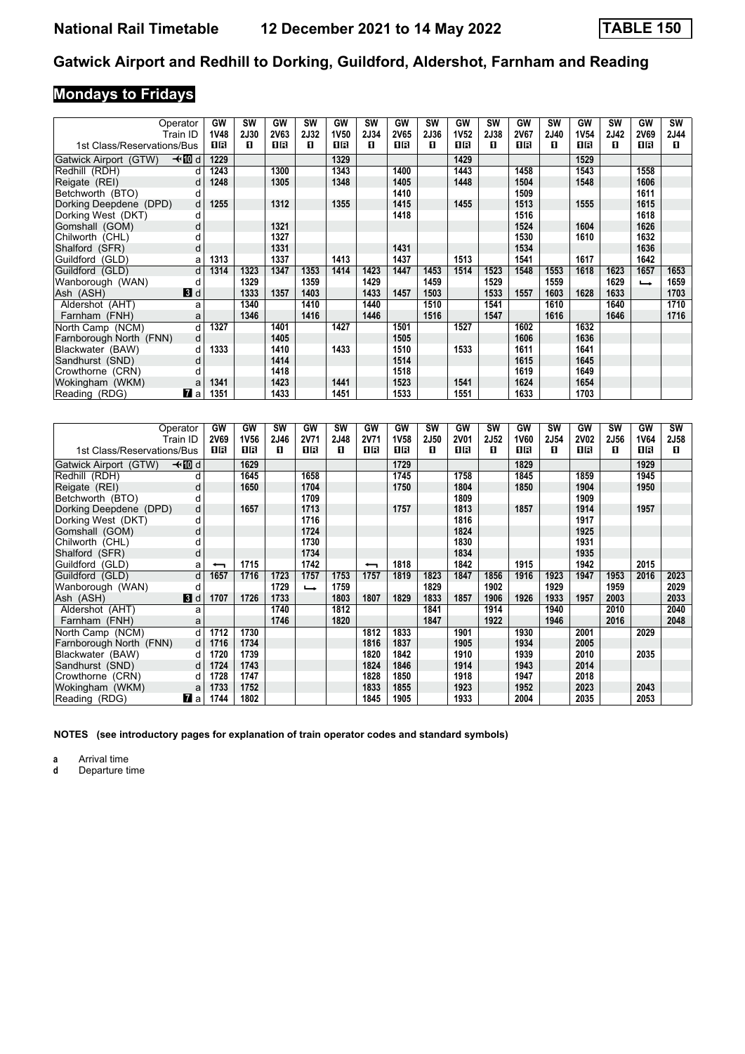# National Rail Timetable 12 December 2021 to 14 May 2022 TABLE 150

## Gatwick Airport and Redhill to Dorking, Guildford, Aldershot, Farnham and Reading

### Mondays to Fridays

| Operator | | GW | SW | GW | SW | GW | SW | GW | SW | GW | SW | GW | SW | GW | SW | GW | SW |
|---|---|---|---|---|---|---|---|---|---|---|---|---|---|---|---|---|---|
| Train ID | | 1V48 | 2J30 | 2V63 | 2J32 | 1V50 | 2J34 | 2V65 | 2J36 | 1V52 | 2J38 | 2V67 | 2J40 | 1V54 | 2J42 | 2V69 | 2J44 |
| 1st Class/Reservations/Bus | | 1R | 1 | 1R | 1 | 1R | 1 | 1R | 1 | 1R | 1 | 1R | 1 | 1R | 1 | 1R | 1 |
| Gatwick Airport (GTW) ✈10 | d | 1229 | | | | 1329 | | | | 1429 | | | | 1529 | | | |
| Redhill (RDH) | d | 1243 | | 1300 | | 1343 | | 1400 | | 1443 | | 1458 | | 1543 | | 1558 | |
| Reigate (REI) | d | 1248 | | 1305 | | 1348 | | 1405 | | 1448 | | 1504 | | 1548 | | 1606 | |
| Betchworth (BTO) | d | | | | | | | 1410 | | | | 1509 | | | | 1611 | |
| Dorking Deepdene (DPD) | d | 1255 | | 1312 | | 1355 | | 1415 | | 1455 | | 1513 | | 1555 | | 1615 | |
| Dorking West (DKT) | d | | | | | | | 1418 | | | | 1516 | | | | 1618 | |
| Gomshall (GOM) | d | | | 1321 | | | | | | | | 1524 | | 1604 | | 1626 | |
| Chilworth (CHL) | d | | | 1327 | | | | | | | | 1530 | | 1610 | | 1632 | |
| Shalford (SFR) | d | | | 1331 | | | | 1431 | | | | 1534 | | | | 1636 | |
| Guildford (GLD) | a | 1313 | | 1337 | | 1413 | | 1437 | | 1513 | | 1541 | | 1617 | | 1642 | |
| Guildford (GLD) | d | 1314 | 1323 | 1347 | 1353 | 1414 | 1423 | 1447 | 1453 | 1514 | 1523 | 1548 | 1553 | 1618 | 1623 | 1657 | 1653 |
| Wanborough (WAN) | d | | 1329 | | 1359 | | 1429 | | 1459 | | 1529 | | 1559 | | 1629 | ⟶ | 1659 |
| Ash (ASH) 3 | d | | 1333 | 1357 | 1403 | | 1433 | 1457 | 1503 | | 1533 | 1557 | 1603 | 1628 | 1633 | | 1703 |
| Aldershot (AHT) | a | | 1340 | | 1410 | | 1440 | | 1510 | | 1541 | | 1610 | | 1640 | | 1710 |
| Farnham (FNH) | a | | 1346 | | 1416 | | 1446 | | 1516 | | 1547 | | 1616 | | 1646 | | 1716 |
| North Camp (NCM) | d | 1327 | | 1401 | | 1427 | | 1501 | | 1527 | | 1602 | | 1632 | | | |
| Farnborough North (FNN) | d | | | 1405 | | | | 1505 | | | | 1606 | | 1636 | | | |
| Blackwater (BAW) | d | 1333 | | 1410 | | 1433 | | 1510 | | 1533 | | 1611 | | 1641 | | | |
| Sandhurst (SND) | d | | | 1414 | | | | 1514 | | | | 1615 | | 1645 | | | |
| Crowthorne (CRN) | d | | | 1418 | | | | 1518 | | | | 1619 | | 1649 | | | |
| Wokingham (WKM) | a | 1341 | | 1423 | | 1441 | | 1523 | | 1541 | | 1624 | | 1654 | | | |
| Reading (RDG) 7 | a | 1351 | | 1433 | | 1451 | | 1533 | | 1551 | | 1633 | | 1703 | | | |

| Operator | | GW | GW | SW | GW | SW | GW | GW | SW | GW | SW | GW | SW | GW | SW | GW | SW |
|---|---|---|---|---|---|---|---|---|---|---|---|---|---|---|---|---|---|
| Train ID | | 2V69 | 1V56 | 2J46 | 2V71 | 2J48 | 2V71 | 1V58 | 2J50 | 2V01 | 2J52 | 1V60 | 2J54 | 2V02 | 2J56 | 1V64 | 2J58 |
| 1st Class/Reservations/Bus | | 1R | 1R | 1 | 1R | 1 | 1R | 1R | 1 | 1R | 1 | 1R | 1 | 1R | 1 | 1R | 1 |
| Gatwick Airport (GTW) ✈10 | d | | 1629 | | | | | 1729 | | | | 1829 | | | | 1929 | |
| Redhill (RDH) | d | | 1645 | | 1658 | | | 1745 | | 1758 | | 1845 | | 1859 | | 1945 | |
| Reigate (REI) | d | | 1650 | | 1704 | | | 1750 | | 1804 | | 1850 | | 1904 | | 1950 | |
| Betchworth (BTO) | d | | | | 1709 | | | | | 1809 | | | | 1909 | | | |
| Dorking Deepdene (DPD) | d | | 1657 | | 1713 | | | 1757 | | 1813 | | 1857 | | 1914 | | 1957 | |
| Dorking West (DKT) | d | | | | 1716 | | | | | 1816 | | | | 1917 | | | |
| Gomshall (GOM) | d | | | | 1724 | | | | | 1824 | | | | 1925 | | | |
| Chilworth (CHL) | d | | | | 1730 | | | | | 1830 | | | | 1931 | | | |
| Shalford (SFR) | d | | | | 1734 | | | | | 1834 | | | | 1935 | | | |
| Guildford (GLD) | a | ⟵ | 1715 | | 1742 | | ⟵ | 1818 | | 1842 | | 1915 | | 1942 | | 2015 | |
| Guildford (GLD) | d | 1657 | 1716 | 1723 | 1757 | 1753 | 1757 | 1819 | 1823 | 1847 | 1856 | 1916 | 1923 | 1947 | 1953 | 2016 | 2023 |
| Wanborough (WAN) | d | | | 1729 | ⟶ | 1759 | | | 1829 | | 1902 | | 1929 | | 1959 | | 2029 |
| Ash (ASH) 3 | d | 1707 | 1726 | 1733 | | 1803 | 1807 | 1829 | 1833 | 1857 | 1906 | 1926 | 1933 | 1957 | 2003 | | 2033 |
| Aldershot (AHT) | a | | | 1740 | | 1812 | | | 1841 | | 1914 | | 1940 | | 2010 | | 2040 |
| Farnham (FNH) | a | | | 1746 | | 1820 | | | 1847 | | 1922 | | 1946 | | 2016 | | 2048 |
| North Camp (NCM) | d | 1712 | 1730 | | | | 1812 | 1833 | | 1901 | | 1930 | | 2001 | | 2029 | |
| Farnborough North (FNN) | d | 1716 | 1734 | | | | 1816 | 1837 | | 1905 | | 1934 | | 2005 | | | |
| Blackwater (BAW) | d | 1720 | 1739 | | | | 1820 | 1842 | | 1910 | | 1939 | | 2010 | | 2035 | |
| Sandhurst (SND) | d | 1724 | 1743 | | | | 1824 | 1846 | | 1914 | | 1943 | | 2014 | | | |
| Crowthorne (CRN) | d | 1728 | 1747 | | | | 1828 | 1850 | | 1918 | | 1947 | | 2018 | | | |
| Wokingham (WKM) | a | 1733 | 1752 | | | | 1833 | 1855 | | 1923 | | 1952 | | 2023 | | 2043 | |
| Reading (RDG) 7 | a | 1744 | 1802 | | | | 1845 | 1905 | | 1933 | | 2004 | | 2035 | | 2053 | |

**NOTES (see introductory pages for explanation of train operator codes and standard symbols)**

**a** Arrival time
**d** Departure time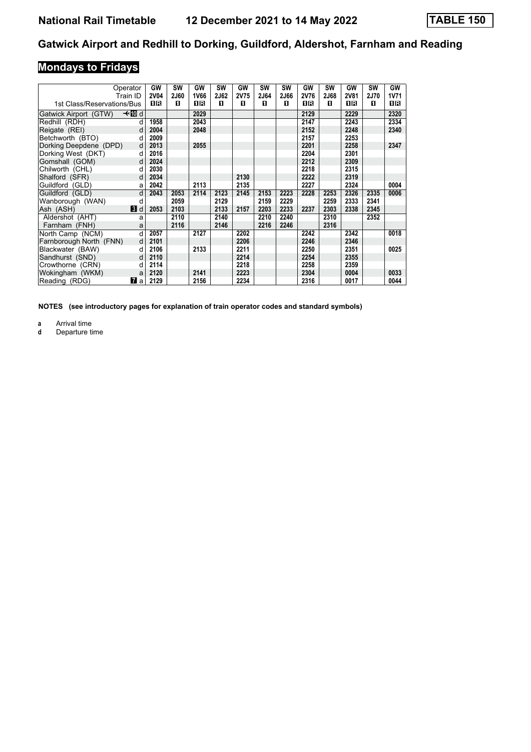# National Rail Timetable 12 December 2021 to 14 May 2022 TABLE 150

## Gatwick Airport and Redhill to Dorking, Guildford, Aldershot, Farnham and Reading

### Mondays to Fridays

| Operator | | GW | SW | GW | SW | GW | SW | SW | GW | SW | GW | SW | GW |
|---|---|---|---|---|---|---|---|---|---|---|---|---|---|
| Train ID | | 2V04 | 2J60 | 1V66 | 2J62 | 2V75 | 2J64 | 2J66 | 2V76 | 2J68 | 2V81 | 2J70 | 1V71 |
| 1st Class/Reservations/Bus | | 1R | 1 | 1R | 1 | 1 | 1 | 1 | 1R | 1 | 1R | 1 | 1R |
| Gatwick Airport (GTW) | ✈10 d | | | 2029 | | | | | 2129 | | 2229 | | 2320 |
| Redhill (RDH) | d | 1958 | | 2043 | | | | | 2147 | | 2243 | | 2334 |
| Reigate (REI) | d | 2004 | | 2048 | | | | | 2152 | | 2248 | | 2340 |
| Betchworth (BTO) | d | 2009 | | | | | | | 2157 | | 2253 | | |
| Dorking Deepdene (DPD) | d | 2013 | | 2055 | | | | | 2201 | | 2258 | | 2347 |
| Dorking West (DKT) | d | 2016 | | | | | | | 2204 | | 2301 | | |
| Gomshall (GOM) | d | 2024 | | | | | | | 2212 | | 2309 | | |
| Chilworth (CHL) | d | 2030 | | | | | | | 2218 | | 2315 | | |
| Shalford (SFR) | d | 2034 | | | | 2130 | | | 2222 | | 2319 | | |
| Guildford (GLD) | a | 2042 | | 2113 | | 2135 | | | 2227 | | 2324 | | 0004 |
| Guildford (GLD) | d | 2043 | 2053 | 2114 | 2123 | 2145 | 2153 | 2223 | 2228 | 2253 | 2326 | 2335 | 0006 |
| Wanborough (WAN) | d | | 2059 | | 2129 | | 2159 | 2229 | | 2259 | 2333 | 2341 | |
| Ash (ASH) | 3 d | 2053 | 2103 | | 2133 | 2157 | 2203 | 2233 | 2237 | 2303 | 2338 | 2345 | |
| Aldershot (AHT) | a | | 2110 | | 2140 | | 2210 | 2240 | | 2310 | | 2352 | |
| Farnham (FNH) | a | | 2116 | | 2146 | | 2216 | 2246 | | 2316 | | | |
| North Camp (NCM) | d | 2057 | | 2127 | | 2202 | | | 2242 | | 2342 | | 0018 |
| Farnborough North (FNN) | d | 2101 | | | | 2206 | | | 2246 | | 2346 | | |
| Blackwater (BAW) | d | 2106 | | 2133 | | 2211 | | | 2250 | | 2351 | | 0025 |
| Sandhurst (SND) | d | 2110 | | | | 2214 | | | 2254 | | 2355 | | |
| Crowthorne (CRN) | d | 2114 | | | | 2218 | | | 2258 | | 2359 | | |
| Wokingham (WKM) | a | 2120 | | 2141 | | 2223 | | | 2304 | | 0004 | | 0033 |
| Reading (RDG) | 7 a | 2129 | | 2156 | | 2234 | | | 2316 | | 0017 | | 0044 |

**NOTES (see introductory pages for explanation of train operator codes and standard symbols)**

**a** Arrival time
**d** Departure time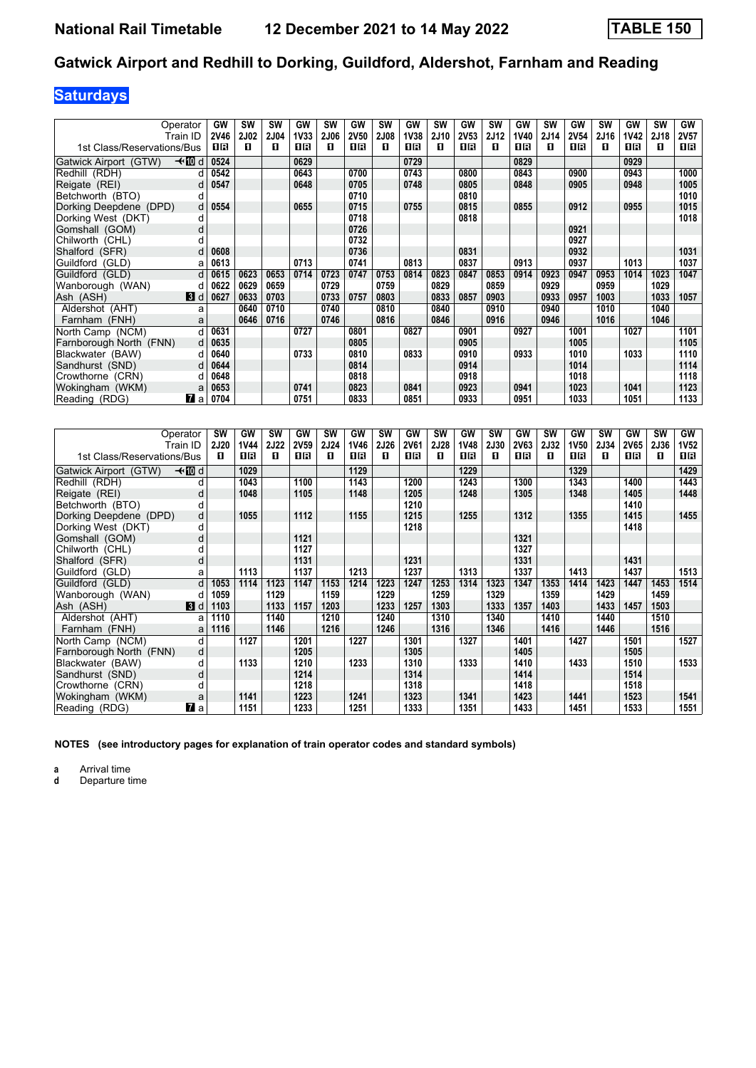# Gatwick Airport and Redhill to Dorking, Guildford, Aldershot, Farnham and Reading

**National Rail Timetable — 12 December 2021 to 14 May 2022 — TABLE 150**

## Saturdays

| Operator | | GW | SW | SW | GW | SW | GW | SW | GW | SW | GW | SW | GW | SW | GW | SW | GW | SW | GW |
|---|---|---|---|---|---|---|---|---|---|---|---|---|---|---|---|---|---|---|---|
| Train ID | | 2V46 | 2J02 | 2J04 | 1V33 | 2J06 | 2V50 | 2J08 | 1V38 | 2J10 | 2V53 | 2J12 | 1V40 | 2J14 | 2V54 | 2J16 | 1V42 | 2J18 | 2V57 |
| 1st Class/Reservations/Bus | | 1R | 1 | 1 | 1R | 1 | 1R | 1 | 1R | 1 | 1R | 1 | 1R | 1 | 1R | 1 | 1R | 1 | 1R |
| Gatwick Airport (GTW) ✈10 | d | 0524 | | | 0629 | | | | 0729 | | | | 0829 | | | | 0929 | | |
| Redhill (RDH) | d | 0542 | | | 0643 | | 0700 | | 0743 | | 0800 | | 0843 | | 0900 | | 0943 | | 1000 |
| Reigate (REI) | d | 0547 | | | 0648 | | 0705 | | 0748 | | 0805 | | 0848 | | 0905 | | 0948 | | 1005 |
| Betchworth (BTO) | d | | | | | | 0710 | | | | 0810 | | | | | | | | 1010 |
| Dorking Deepdene (DPD) | d | 0554 | | | 0655 | | 0715 | | 0755 | | 0815 | | 0855 | | 0912 | | 0955 | | 1015 |
| Dorking West (DKT) | d | | | | | | 0718 | | | | 0818 | | | | | | | | 1018 |
| Gomshall (GOM) | d | | | | | | 0726 | | | | | | | | 0921 | | | | |
| Chilworth (CHL) | d | | | | | | 0732 | | | | | | | | 0927 | | | | |
| Shalford (SFR) | d | 0608 | | | | | 0736 | | | | 0831 | | | | 0932 | | | | 1031 |
| Guildford (GLD) | a | 0613 | | | 0713 | | 0741 | | 0813 | | 0837 | | 0913 | | 0937 | | 1013 | | 1037 |
| Guildford (GLD) | d | 0615 | 0623 | 0653 | 0714 | 0723 | 0747 | 0753 | 0814 | 0823 | 0847 | 0853 | 0914 | 0923 | 0947 | 0953 | 1014 | 1023 | 1047 |
| Wanborough (WAN) | d | 0622 | 0629 | 0659 | | 0729 | | 0759 | | 0829 | | 0859 | | 0929 | | 0959 | | 1029 | |
| Ash (ASH) 3 | d | 0627 | 0633 | 0703 | | 0733 | 0757 | 0803 | | 0833 | 0857 | 0903 | | 0933 | 0957 | 1003 | | 1033 | 1057 |
| Aldershot (AHT) | a | | 0640 | 0710 | | 0740 | | 0810 | | 0840 | | 0910 | | 0940 | | 1010 | | 1040 | |
| Farnham (FNH) | a | | 0646 | 0716 | | 0746 | | 0816 | | 0846 | | 0916 | | 0946 | | 1016 | | 1046 | |
| North Camp (NCM) | d | 0631 | | | 0727 | | 0801 | | 0827 | | 0901 | | 0927 | | 1001 | | 1027 | | 1101 |
| Farnborough North (FNN) | d | 0635 | | | | | 0805 | | | | 0905 | | | | 1005 | | | | 1105 |
| Blackwater (BAW) | d | 0640 | | | 0733 | | 0810 | | 0833 | | 0910 | | 0933 | | 1010 | | 1033 | | 1110 |
| Sandhurst (SND) | d | 0644 | | | | | 0814 | | | | 0914 | | | | 1014 | | | | 1114 |
| Crowthorne (CRN) | d | 0648 | | | | | 0818 | | | | 0918 | | | | 1018 | | | | 1118 |
| Wokingham (WKM) | a | 0653 | | | 0741 | | 0823 | | 0841 | | 0923 | | 0941 | | 1023 | | 1041 | | 1123 |
| Reading (RDG) 7 | a | 0704 | | | 0751 | | 0833 | | 0851 | | 0933 | | 0951 | | 1033 | | 1051 | | 1133 |

| Operator | | SW | GW | SW | GW | SW | GW | SW | GW | SW | GW | SW | GW | SW | GW | SW | GW | SW | GW |
|---|---|---|---|---|---|---|---|---|---|---|---|---|---|---|---|---|---|---|---|
| Train ID | | 2J20 | 1V44 | 2J22 | 2V59 | 2J24 | 1V46 | 2J26 | 2V61 | 2J28 | 1V48 | 2J30 | 2V63 | 2J32 | 1V50 | 2J34 | 2V65 | 2J36 | 1V52 |
| 1st Class/Reservations/Bus | | 1 | 1R | 1 | 1R | 1 | 1R | 1 | 1R | 1 | 1R | 1 | 1R | 1 | 1R | 1 | 1R | 1 | 1R |
| Gatwick Airport (GTW) ✈10 | d | | 1029 | | | | 1129 | | | | 1229 | | | | 1329 | | | | 1429 |
| Redhill (RDH) | d | | 1043 | | 1100 | | 1143 | | 1200 | | 1243 | | 1300 | | 1343 | | 1400 | | 1443 |
| Reigate (REI) | d | | 1048 | | 1105 | | 1148 | | 1205 | | 1248 | | 1305 | | 1348 | | 1405 | | 1448 |
| Betchworth (BTO) | d | | | | | | | | 1210 | | | | | | | | 1410 | | |
| Dorking Deepdene (DPD) | d | | 1055 | | 1112 | | 1155 | | 1215 | | 1255 | | 1312 | | 1355 | | 1415 | | 1455 |
| Dorking West (DKT) | d | | | | | | | | 1218 | | | | | | | | 1418 | | |
| Gomshall (GOM) | d | | | | 1121 | | | | | | | | 1321 | | | | | | |
| Chilworth (CHL) | d | | | | 1127 | | | | | | | | 1327 | | | | | | |
| Shalford (SFR) | d | | | | 1131 | | | | 1231 | | | | 1331 | | | | 1431 | | |
| Guildford (GLD) | a | | 1113 | | 1137 | | 1213 | | 1237 | | 1313 | | 1337 | | 1413 | | 1437 | | 1513 |
| Guildford (GLD) | d | 1053 | 1114 | 1123 | 1147 | 1153 | 1214 | 1223 | 1247 | 1253 | 1314 | 1323 | 1347 | 1353 | 1414 | 1423 | 1447 | 1453 | 1514 |
| Wanborough (WAN) | d | 1059 | | 1129 | | 1159 | | 1229 | | 1259 | | 1329 | | 1359 | | 1429 | | 1459 | |
| Ash (ASH) 3 | d | 1103 | | 1133 | 1157 | 1203 | | 1233 | 1257 | 1303 | | 1333 | 1357 | 1403 | | 1433 | 1457 | 1503 | |
| Aldershot (AHT) | a | 1110 | | 1140 | | 1210 | | 1240 | | 1310 | | 1340 | | 1410 | | 1440 | | 1510 | |
| Farnham (FNH) | a | 1116 | | 1146 | | 1216 | | 1246 | | 1316 | | 1346 | | 1416 | | 1446 | | 1516 | |
| North Camp (NCM) | d | | 1127 | | 1201 | | 1227 | | 1301 | | 1327 | | 1401 | | 1427 | | 1501 | | 1527 |
| Farnborough North (FNN) | d | | | | 1205 | | | | 1305 | | | | 1405 | | | | 1505 | | |
| Blackwater (BAW) | d | | 1133 | | 1210 | | 1233 | | 1310 | | 1333 | | 1410 | | 1433 | | 1510 | | 1533 |
| Sandhurst (SND) | d | | | | 1214 | | | | 1314 | | | | 1414 | | | | 1514 | | |
| Crowthorne (CRN) | d | | | | 1218 | | | | 1318 | | | | 1418 | | | | 1518 | | |
| Wokingham (WKM) | a | | 1141 | | 1223 | | 1241 | | 1323 | | 1341 | | 1423 | | 1441 | | 1523 | | 1541 |
| Reading (RDG) 7 | a | | 1151 | | 1233 | | 1251 | | 1333 | | 1351 | | 1433 | | 1451 | | 1533 | | 1551 |

**NOTES (see introductory pages for explanation of train operator codes and standard symbols)**

**a** Arrival time
**d** Departure time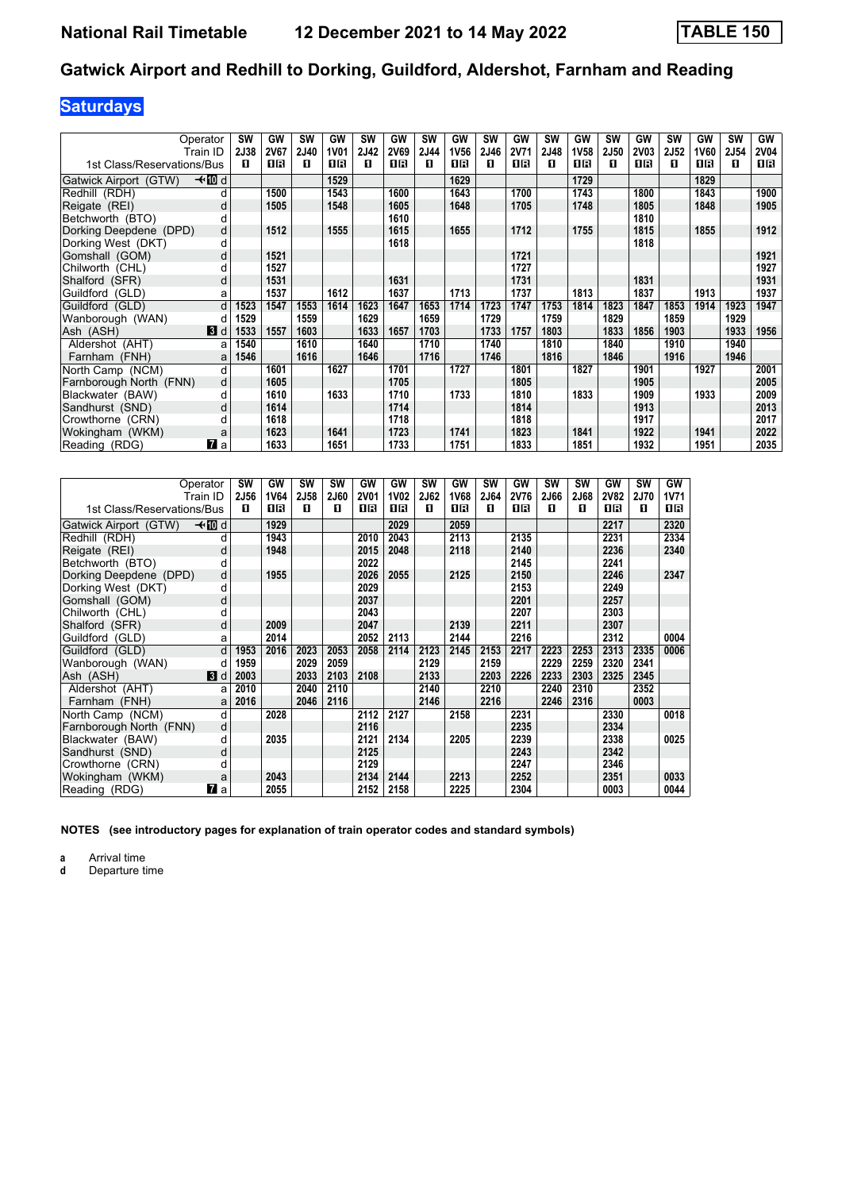**National Rail Timetable** **12 December 2021 to 14 May 2022** **TABLE 150**

# Gatwick Airport and Redhill to Dorking, Guildford, Aldershot, Farnham and Reading

## Saturdays

| Operator | | SW | GW | SW | GW | SW | GW | SW | GW | SW | GW | SW | GW | SW | GW | SW | GW | SW | GW |
|---|---|---|---|---|---|---|---|---|---|---|---|---|---|---|---|---|---|---|---|
| Train ID | | 2J38 | 2V67 | 2J40 | 1V01 | 2J42 | 2V69 | 2J44 | 1V56 | 2J46 | 2V71 | 2J48 | 1V58 | 2J50 | 2V03 | 2J52 | 1V60 | 2J54 | 2V04 |
| 1st Class/Reservations/Bus | | 1 | 1R | 1 | 1R | 1 | 1R | 1 | 1R | 1 | 1R | 1 | 1R | 1 | 1R | 1 | 1R | 1 | 1R |
| Gatwick Airport (GTW) | 10 d | | | | 1529 | | | | 1629 | | | | 1729 | | | | 1829 | | |
| Redhill (RDH) | d | | 1500 | | 1543 | | 1600 | | 1643 | | 1700 | | 1743 | | 1800 | | 1843 | | 1900 |
| Reigate (REI) | d | | 1505 | | 1548 | | 1605 | | 1648 | | 1705 | | 1748 | | 1805 | | 1848 | | 1905 |
| Betchworth (BTO) | d | | | | | | 1610 | | | | | | | | 1810 | | | | |
| Dorking Deepdene (DPD) | d | | 1512 | | 1555 | | 1615 | | 1655 | | 1712 | | 1755 | | 1815 | | 1855 | | 1912 |
| Dorking West (DKT) | d | | | | | | 1618 | | | | | | | | 1818 | | | | |
| Gomshall (GOM) | d | | 1521 | | | | | | | | 1721 | | | | | | | | 1921 |
| Chilworth (CHL) | d | | 1527 | | | | | | | | 1727 | | | | | | | | 1927 |
| Shalford (SFR) | d | | 1531 | | | | 1631 | | | | 1731 | | | | 1831 | | | | 1931 |
| Guildford (GLD) | a | | 1537 | | 1612 | | 1637 | | 1713 | | 1737 | | 1813 | | 1837 | | 1913 | | 1937 |
| Guildford (GLD) | d | 1523 | 1547 | 1553 | 1614 | 1623 | 1647 | 1653 | 1714 | 1723 | 1747 | 1753 | 1814 | 1823 | 1847 | 1853 | 1914 | 1923 | 1947 |
| Wanborough (WAN) | d | 1529 | | 1559 | | 1629 | | 1659 | | 1729 | | 1759 | | 1829 | | 1859 | | 1929 | |
| Ash (ASH) | 3 d | 1533 | 1557 | 1603 | | 1633 | 1657 | 1703 | | 1733 | 1757 | 1803 | | 1833 | 1856 | 1903 | | 1933 | 1956 |
| Aldershot (AHT) | a | 1540 | | 1610 | | 1640 | | 1710 | | 1740 | | 1810 | | 1840 | | 1910 | | 1940 | |
| Farnham (FNH) | a | 1546 | | 1616 | | 1646 | | 1716 | | 1746 | | 1816 | | 1846 | | 1916 | | 1946 | |
| North Camp (NCM) | d | | 1601 | | 1627 | | 1701 | | 1727 | | 1801 | | 1827 | | 1901 | | 1927 | | 2001 |
| Farnborough North (FNN) | d | | 1605 | | | | 1705 | | | | 1805 | | | | 1905 | | | | 2005 |
| Blackwater (BAW) | d | | 1610 | | 1633 | | 1710 | | 1733 | | 1810 | | 1833 | | 1909 | | 1933 | | 2009 |
| Sandhurst (SND) | d | | 1614 | | | | 1714 | | | | 1814 | | | | 1913 | | | | 2013 |
| Crowthorne (CRN) | d | | 1618 | | | | 1718 | | | | 1818 | | | | 1917 | | | | 2017 |
| Wokingham (WKM) | a | | 1623 | | 1641 | | 1723 | | 1741 | | 1823 | | 1841 | | 1922 | | 1941 | | 2022 |
| Reading (RDG) | 7 a | | 1633 | | 1651 | | 1733 | | 1751 | | 1833 | | 1851 | | 1932 | | 1951 | | 2035 |

| Operator | | SW | GW | SW | SW | GW | GW | SW | GW | SW | GW | SW | SW | GW | SW | GW |
|---|---|---|---|---|---|---|---|---|---|---|---|---|---|---|---|---|
| Train ID | | 2J56 | 1V64 | 2J58 | 2J60 | 2V01 | 1V02 | 2J62 | 1V68 | 2J64 | 2V76 | 2J66 | 2J68 | 2V82 | 2J70 | 1V71 |
| 1st Class/Reservations/Bus | | 1 | 1R | 1 | 1 | 1R | 1R | 1 | 1R | 1 | 1R | 1 | 1 | 1R | 1 | 1R |
| Gatwick Airport (GTW) | 10 d | | 1929 | | | | 2029 | | 2059 | | | | | 2217 | | 2320 |
| Redhill (RDH) | d | | 1943 | | | 2010 | 2043 | | 2113 | | 2135 | | | 2231 | | 2334 |
| Reigate (REI) | d | | 1948 | | | 2015 | 2048 | | 2118 | | 2140 | | | 2236 | | 2340 |
| Betchworth (BTO) | d | | | | | 2022 | | | | | 2145 | | | 2241 | | |
| Dorking Deepdene (DPD) | d | | 1955 | | | 2026 | 2055 | | 2125 | | 2150 | | | 2246 | | 2347 |
| Dorking West (DKT) | d | | | | | 2029 | | | | | 2153 | | | 2249 | | |
| Gomshall (GOM) | d | | | | | 2037 | | | | | 2201 | | | 2257 | | |
| Chilworth (CHL) | d | | | | | 2043 | | | | | 2207 | | | 2303 | | |
| Shalford (SFR) | d | | 2009 | | | 2047 | | | 2139 | | 2211 | | | 2307 | | |
| Guildford (GLD) | a | | 2014 | | | 2052 | 2113 | | 2144 | | 2216 | | | 2312 | | 0004 |
| Guildford (GLD) | d | 1953 | 2016 | 2023 | 2053 | 2058 | 2114 | 2123 | 2145 | 2153 | 2217 | 2223 | 2253 | 2313 | 2335 | 0006 |
| Wanborough (WAN) | d | 1959 | | 2029 | 2059 | | | 2129 | | 2159 | | 2229 | 2259 | 2320 | 2341 | |
| Ash (ASH) | 3 d | 2003 | | 2033 | 2103 | 2108 | | 2133 | | 2203 | 2226 | 2233 | 2303 | 2325 | 2345 | |
| Aldershot (AHT) | a | 2010 | | 2040 | 2110 | | | 2140 | | 2210 | | 2240 | 2310 | | 2352 | |
| Farnham (FNH) | a | 2016 | | 2046 | 2116 | | | 2146 | | 2216 | | 2246 | 2316 | | 0003 | |
| North Camp (NCM) | d | | 2028 | | | 2112 | 2127 | | 2158 | | 2231 | | | 2330 | | 0018 |
| Farnborough North (FNN) | d | | | | | 2116 | | | | | 2235 | | | 2334 | | |
| Blackwater (BAW) | d | | 2035 | | | 2121 | 2134 | | 2205 | | 2239 | | | 2338 | | 0025 |
| Sandhurst (SND) | d | | | | | 2125 | | | | | 2243 | | | 2342 | | |
| Crowthorne (CRN) | d | | | | | 2129 | | | | | 2247 | | | 2346 | | |
| Wokingham (WKM) | a | | 2043 | | | 2134 | 2144 | | 2213 | | 2252 | | | 2351 | | 0033 |
| Reading (RDG) | 7 a | | 2055 | | | 2152 | 2158 | | 2225 | | 2304 | | | 0003 | | 0044 |

**NOTES (see introductory pages for explanation of train operator codes and standard symbols)**

**a** Arrival time
**d** Departure time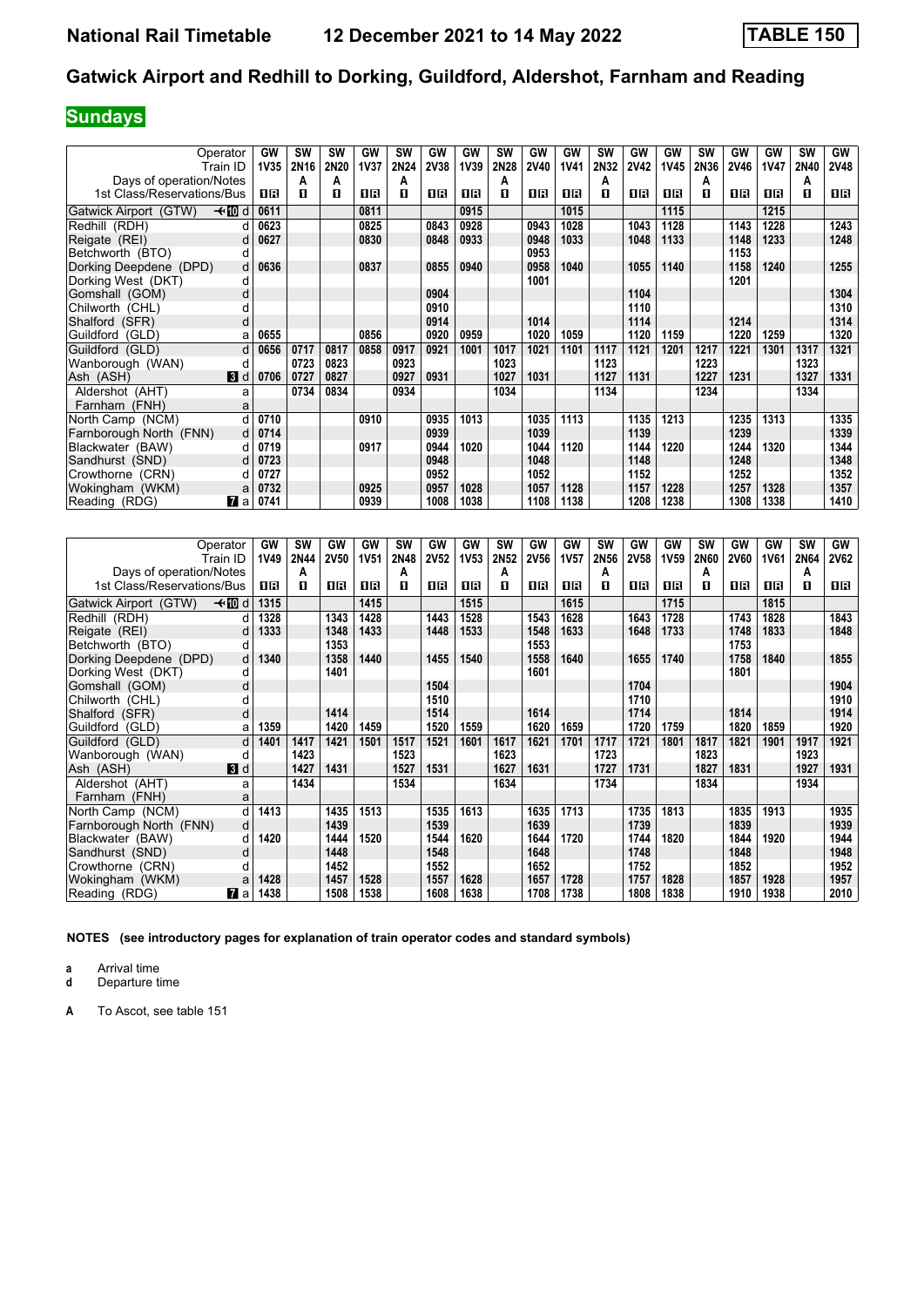# National Rail Timetable 12 December 2021 to 14 May 2022 TABLE 150

## Gatwick Airport and Redhill to Dorking, Guildford, Aldershot, Farnham and Reading

**Sundays**

| Operator | | GW | SW | SW | GW | SW | GW | GW | SW | GW | GW | SW | GW | GW | SW | GW | GW | SW | GW |
|---|---|---|---|---|---|---|---|---|---|---|---|---|---|---|---|---|---|---|---|
| Train ID | | 1V35 | 2N16 | 2N20 | 1V37 | 2N24 | 2V38 | 1V39 | 2N28 | 2V40 | 1V41 | 2N32 | 2V42 | 1V45 | 2N36 | 2V46 | 1V47 | 2N40 | 2V48 |
| Days of operation/Notes | | | A | A | | A | | | A | | | A | | | A | | | A | |
| 1st Class/Reservations/Bus | | ■R | ■ | ■ | ■R | ■ | ■R | ■R | ■ | ■R | ■R | ■ | ■R | ■R | ■ | ■R | ■R | ■ | ■R |
| Gatwick Airport (GTW) ✈10 | d | 0611 | | | 0811 | | | 0915 | | | 1015 | | | 1115 | | | 1215 | | |
| Redhill (RDH) | d | 0623 | | | 0825 | | 0843 | 0928 | | 0943 | 1028 | | 1043 | 1128 | | 1143 | 1228 | | 1243 |
| Reigate (REI) | d | 0627 | | | 0830 | | 0848 | 0933 | | 0948 | 1033 | | 1048 | 1133 | | 1148 | 1233 | | 1248 |
| Betchworth (BTO) | d | | | | | | | | | 0953 | | | | | | 1153 | | | |
| Dorking Deepdene (DPD) | d | 0636 | | | 0837 | | 0855 | 0940 | | 0958 | 1040 | | 1055 | 1140 | | 1158 | 1240 | | 1255 |
| Dorking West (DKT) | d | | | | | | | | | 1001 | | | | | | 1201 | | | |
| Gomshall (GOM) | d | | | | | | 0904 | | | | | | 1104 | | | | | | 1304 |
| Chilworth (CHL) | d | | | | | | 0910 | | | | | | 1110 | | | | | | 1310 |
| Shalford (SFR) | d | | | | | | 0914 | | | 1014 | | | 1114 | | | 1214 | | | 1314 |
| Guildford (GLD) | a | 0655 | | | 0856 | | 0920 | 0959 | | 1020 | 1059 | | 1120 | 1159 | | 1220 | 1259 | | 1320 |
| Guildford (GLD) | d | 0656 | 0717 | 0817 | 0858 | 0917 | 0921 | 1001 | 1017 | 1021 | 1101 | 1117 | 1121 | 1201 | 1217 | 1221 | 1301 | 1317 | 1321 |
| Wanborough (WAN) | d | | 0723 | 0823 | | 0923 | | | 1023 | | | 1123 | | | 1223 | | | 1323 | |
| Ash (ASH) 3 | d | 0706 | 0727 | 0827 | | 0927 | 0931 | | 1027 | 1031 | | 1127 | 1131 | | 1227 | 1231 | | 1327 | 1331 |
| Aldershot (AHT) | a | | 0734 | 0834 | | 0934 | | | 1034 | | | 1134 | | | 1234 | | | 1334 | |
| Farnham (FNH) | a | | | | | | | | | | | | | | | | | | |
| North Camp (NCM) | d | 0710 | | | 0910 | | 0935 | 1013 | | 1035 | 1113 | | 1135 | 1213 | | 1235 | 1313 | | 1335 |
| Farnborough North (FNN) | d | 0714 | | | | | 0939 | | | 1039 | | | 1139 | | | 1239 | | | 1339 |
| Blackwater (BAW) | d | 0719 | | | 0917 | | 0944 | 1020 | | 1044 | 1120 | | 1144 | 1220 | | 1244 | 1320 | | 1344 |
| Sandhurst (SND) | d | 0723 | | | | | 0948 | | | 1048 | | | 1148 | | | 1248 | | | 1348 |
| Crowthorne (CRN) | d | 0727 | | | | | 0952 | | | 1052 | | | 1152 | | | 1252 | | | 1352 |
| Wokingham (WKM) | a | 0732 | | | 0925 | | 0957 | 1028 | | 1057 | 1128 | | 1157 | 1228 | | 1257 | 1328 | | 1357 |
| Reading (RDG) 7 | a | 0741 | | | 0939 | | 1008 | 1038 | | 1108 | 1138 | | 1208 | 1238 | | 1308 | 1338 | | 1410 |

| Operator | | GW | SW | GW | GW | SW | GW | GW | SW | GW | GW | SW | GW | GW | SW | GW | GW | SW | GW |
|---|---|---|---|---|---|---|---|---|---|---|---|---|---|---|---|---|---|---|---|
| Train ID | | 1V49 | 2N44 | 2V50 | 1V51 | 2N48 | 2V52 | 1V53 | 2N52 | 2V56 | 1V57 | 2N56 | 2V58 | 1V59 | 2N60 | 2V60 | 1V61 | 2N64 | 2V62 |
| Days of operation/Notes | | | A | | | A | | | A | | | A | | | A | | | A | |
| 1st Class/Reservations/Bus | | ■R | ■ | ■R | ■R | ■ | ■R | ■R | ■ | ■R | ■R | ■ | ■R | ■R | ■ | ■R | ■R | ■ | ■R |
| Gatwick Airport (GTW) ✈10 | d | 1315 | | | 1415 | | | 1515 | | | 1615 | | | 1715 | | | 1815 | | |
| Redhill (RDH) | d | 1328 | | 1343 | 1428 | | 1443 | 1528 | | 1543 | 1628 | | 1643 | 1728 | | 1743 | 1828 | | 1843 |
| Reigate (REI) | d | 1333 | | 1348 | 1433 | | 1448 | 1533 | | 1548 | 1633 | | 1648 | 1733 | | 1748 | 1833 | | 1848 |
| Betchworth (BTO) | d | | | 1353 | | | | | | 1553 | | | | | | 1753 | | | |
| Dorking Deepdene (DPD) | d | 1340 | | 1358 | 1440 | | 1455 | 1540 | | 1558 | 1640 | | 1655 | 1740 | | 1758 | 1840 | | 1855 |
| Dorking West (DKT) | d | | | 1401 | | | | | | 1601 | | | | | | 1801 | | | |
| Gomshall (GOM) | d | | | | | | 1504 | | | | | | 1704 | | | | | | 1904 |
| Chilworth (CHL) | d | | | | | | 1510 | | | | | | 1710 | | | | | | 1910 |
| Shalford (SFR) | d | | | 1414 | | | 1514 | | | 1614 | | | 1714 | | | 1814 | | | 1914 |
| Guildford (GLD) | a | 1359 | | 1420 | 1459 | | 1520 | 1559 | | 1620 | 1659 | | 1720 | 1759 | | 1820 | 1859 | | 1920 |
| Guildford (GLD) | d | 1401 | 1417 | 1421 | 1501 | 1517 | 1521 | 1601 | 1617 | 1621 | 1701 | 1717 | 1721 | 1801 | 1817 | 1821 | 1901 | 1917 | 1921 |
| Wanborough (WAN) | d | | 1423 | | | 1523 | | | 1623 | | | 1723 | | | 1823 | | | 1923 | |
| Ash (ASH) 3 | d | | 1427 | 1431 | | 1527 | 1531 | | 1627 | 1631 | | 1727 | 1731 | | 1827 | 1831 | | 1927 | 1931 |
| Aldershot (AHT) | a | | 1434 | | | 1534 | | | 1634 | | | 1734 | | | 1834 | | | 1934 | |
| Farnham (FNH) | a | | | | | | | | | | | | | | | | | | |
| North Camp (NCM) | d | 1413 | | 1435 | 1513 | | 1535 | 1613 | | 1635 | 1713 | | 1735 | 1813 | | 1835 | 1913 | | 1935 |
| Farnborough North (FNN) | d | | | 1439 | | | 1539 | | | 1639 | | | 1739 | | | 1839 | | | 1939 |
| Blackwater (BAW) | d | 1420 | | 1444 | 1520 | | 1544 | 1620 | | 1644 | 1720 | | 1744 | 1820 | | 1844 | 1920 | | 1944 |
| Sandhurst (SND) | d | | | 1448 | | | 1548 | | | 1648 | | | 1748 | | | 1848 | | | 1948 |
| Crowthorne (CRN) | d | | | 1452 | | | 1552 | | | 1652 | | | 1752 | | | 1852 | | | 1952 |
| Wokingham (WKM) | a | 1428 | | 1457 | 1528 | | 1557 | 1628 | | 1657 | 1728 | | 1757 | 1828 | | 1857 | 1928 | | 1957 |
| Reading (RDG) 7 | a | 1438 | | 1508 | 1538 | | 1608 | 1638 | | 1708 | 1738 | | 1808 | 1838 | | 1910 | 1938 | | 2010 |

**NOTES (see introductory pages for explanation of train operator codes and standard symbols)**

**a** Arrival time
**d** Departure time

**A** To Ascot, see table 151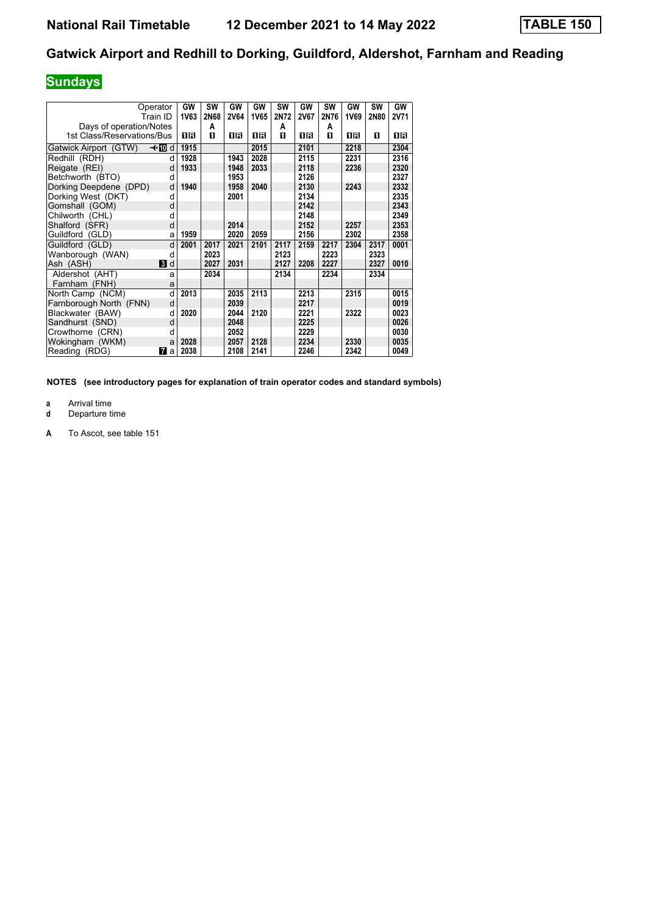# National Rail Timetable 12 December 2021 to 14 May 2022 TABLE 150

## Gatwick Airport and Redhill to Dorking, Guildford, Aldershot, Farnham and Reading

**Sundays**

| Operator | | GW | SW | GW | GW | SW | GW | SW | GW | SW | GW |
|---|---|---|---|---|---|---|---|---|---|---|---|
| Train ID | | 1V63 | 2N68 | 2V64 | 1V65 | 2N72 | 2V67 | 2N76 | 1V69 | 2N80 | 2V71 |
| Days of operation/Notes | | | A | | | A | | A | | | |
| 1st Class/Reservations/Bus | | 1R | 1 | 1R | 1R | 1 | 1R | 1 | 1R | 1 | 1R |
| Gatwick Airport (GTW) | ✈10 d | 1915 | | | 2015 | | 2101 | | 2218 | | 2304 |
| Redhill (RDH) | d | 1928 | | 1943 | 2028 | | 2115 | | 2231 | | 2316 |
| Reigate (REI) | d | 1933 | | 1948 | 2033 | | 2118 | | 2236 | | 2320 |
| Betchworth (BTO) | d | | | 1953 | | | 2126 | | | | 2327 |
| Dorking Deepdene (DPD) | d | 1940 | | 1958 | 2040 | | 2130 | | 2243 | | 2332 |
| Dorking West (DKT) | d | | | 2001 | | | 2134 | | | | 2335 |
| Gomshall (GOM) | d | | | | | | 2142 | | | | 2343 |
| Chilworth (CHL) | d | | | | | | 2148 | | | | 2349 |
| Shalford (SFR) | d | | | 2014 | | | 2152 | | 2257 | | 2353 |
| Guildford (GLD) | a | 1959 | | 2020 | 2059 | | 2156 | | 2302 | | 2358 |
| Guildford (GLD) | d | 2001 | 2017 | 2021 | 2101 | 2117 | 2159 | 2217 | 2304 | 2317 | 0001 |
| Wanborough (WAN) | d | | 2023 | | | 2123 | | 2223 | | 2323 | |
| Ash (ASH) | 3 d | | 2027 | 2031 | | 2127 | 2208 | 2227 | | 2327 | 0010 |
| Aldershot (AHT) | a | | 2034 | | | 2134 | | 2234 | | 2334 | |
| Farnham (FNH) | a | | | | | | | | | | |
| North Camp (NCM) | d | 2013 | | 2035 | 2113 | | 2213 | | 2315 | | 0015 |
| Farnborough North (FNN) | d | | | 2039 | | | 2217 | | | | 0019 |
| Blackwater (BAW) | d | 2020 | | 2044 | 2120 | | 2221 | | 2322 | | 0023 |
| Sandhurst (SND) | d | | | 2048 | | | 2225 | | | | 0026 |
| Crowthorne (CRN) | d | | | 2052 | | | 2229 | | | | 0030 |
| Wokingham (WKM) | a | 2028 | | 2057 | 2128 | | 2234 | | 2330 | | 0035 |
| Reading (RDG) | 7 a | 2038 | | 2108 | 2141 | | 2246 | | 2342 | | 0049 |

**NOTES (see introductory pages for explanation of train operator codes and standard symbols)**

**a** Arrival time
**d** Departure time

**A** To Ascot, see table 151